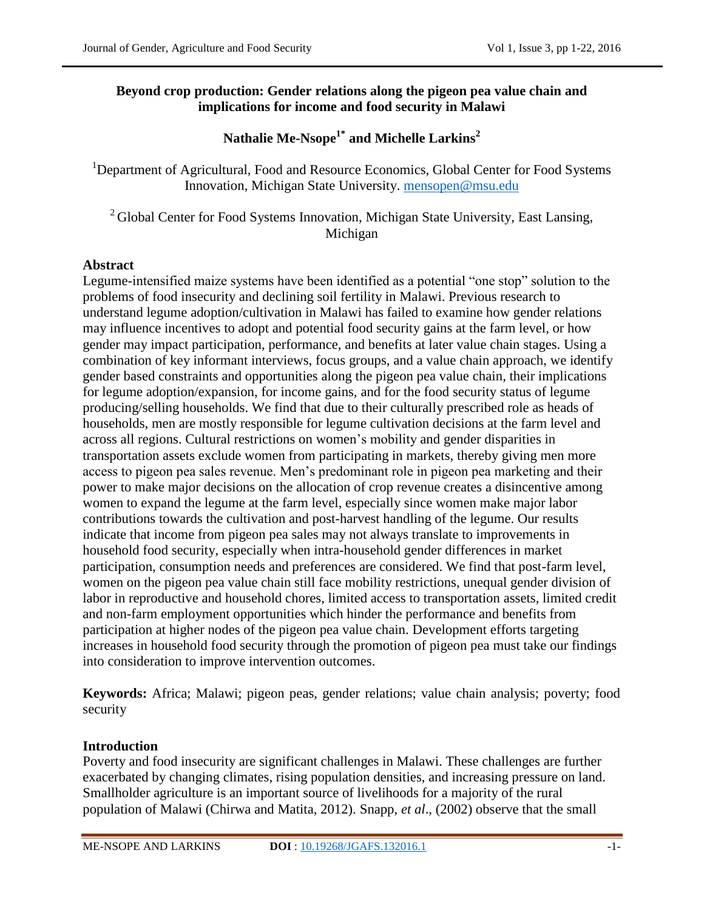# Beyond crop production: Gender relations along the pigeon pea value chain and implications for income and food security in Malawi

**Nathalie Me-Nsope[1*] and Michelle Larkins[2]**

[1]Department of Agricultural, Food and Resource Economics, Global Center for Food Systems Innovation, Michigan State University. mensopen@msu.edu

[2] Global Center for Food Systems Innovation, Michigan State University, East Lansing, Michigan

## Abstract

Legume-intensified maize systems have been identified as a potential "one stop" solution to the problems of food insecurity and declining soil fertility in Malawi. Previous research to understand legume adoption/cultivation in Malawi has failed to examine how gender relations may influence incentives to adopt and potential food security gains at the farm level, or how gender may impact participation, performance, and benefits at later value chain stages. Using a combination of key informant interviews, focus groups, and a value chain approach, we identify gender based constraints and opportunities along the pigeon pea value chain, their implications for legume adoption/expansion, for income gains, and for the food security status of legume producing/selling households. We find that due to their culturally prescribed role as heads of households, men are mostly responsible for legume cultivation decisions at the farm level and across all regions. Cultural restrictions on women's mobility and gender disparities in transportation assets exclude women from participating in markets, thereby giving men more access to pigeon pea sales revenue. Men's predominant role in pigeon pea marketing and their power to make major decisions on the allocation of crop revenue creates a disincentive among women to expand the legume at the farm level, especially since women make major labor contributions towards the cultivation and post-harvest handling of the legume. Our results indicate that income from pigeon pea sales may not always translate to improvements in household food security, especially when intra-household gender differences in market participation, consumption needs and preferences are considered. We find that post-farm level, women on the pigeon pea value chain still face mobility restrictions, unequal gender division of labor in reproductive and household chores, limited access to transportation assets, limited credit and non-farm employment opportunities which hinder the performance and benefits from participation at higher nodes of the pigeon pea value chain. Development efforts targeting increases in household food security through the promotion of pigeon pea must take our findings into consideration to improve intervention outcomes.

**Keywords:** Africa; Malawi; pigeon peas, gender relations; value chain analysis; poverty; food security

## Introduction

Poverty and food insecurity are significant challenges in Malawi. These challenges are further exacerbated by changing climates, rising population densities, and increasing pressure on land. Smallholder agriculture is an important source of livelihoods for a majority of the rural population of Malawi (Chirwa and Matita, 2012). Snapp, *et al*., (2002) observe that the small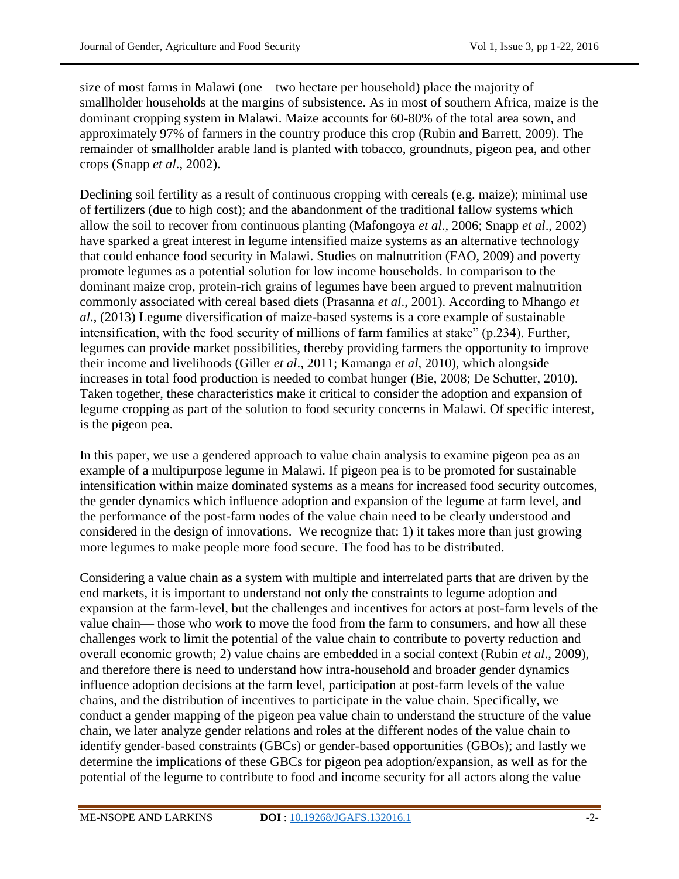size of most farms in Malawi (one – two hectare per household) place the majority of smallholder households at the margins of subsistence. As in most of southern Africa, maize is the dominant cropping system in Malawi. Maize accounts for 60-80% of the total area sown, and approximately 97% of farmers in the country produce this crop (Rubin and Barrett, 2009). The remainder of smallholder arable land is planted with tobacco, groundnuts, pigeon pea, and other crops (Snapp *et al*., 2002).

Declining soil fertility as a result of continuous cropping with cereals (e.g. maize); minimal use of fertilizers (due to high cost); and the abandonment of the traditional fallow systems which allow the soil to recover from continuous planting (Mafongoya *et al*., 2006; Snapp *et al*., 2002) have sparked a great interest in legume intensified maize systems as an alternative technology that could enhance food security in Malawi. Studies on malnutrition (FAO, 2009) and poverty promote legumes as a potential solution for low income households. In comparison to the dominant maize crop, protein-rich grains of legumes have been argued to prevent malnutrition commonly associated with cereal based diets (Prasanna *et al*., 2001). According to Mhango *et al*., (2013) Legume diversification of maize-based systems is a core example of sustainable intensification, with the food security of millions of farm families at stake" (p.234). Further, legumes can provide market possibilities, thereby providing farmers the opportunity to improve their income and livelihoods (Giller *et al*., 2011; Kamanga *et al*, 2010), which alongside increases in total food production is needed to combat hunger (Bie, 2008; De Schutter, 2010). Taken together, these characteristics make it critical to consider the adoption and expansion of legume cropping as part of the solution to food security concerns in Malawi. Of specific interest, is the pigeon pea.

In this paper, we use a gendered approach to value chain analysis to examine pigeon pea as an example of a multipurpose legume in Malawi. If pigeon pea is to be promoted for sustainable intensification within maize dominated systems as a means for increased food security outcomes, the gender dynamics which influence adoption and expansion of the legume at farm level, and the performance of the post-farm nodes of the value chain need to be clearly understood and considered in the design of innovations. We recognize that: 1) it takes more than just growing more legumes to make people more food secure. The food has to be distributed.

Considering a value chain as a system with multiple and interrelated parts that are driven by the end markets, it is important to understand not only the constraints to legume adoption and expansion at the farm-level, but the challenges and incentives for actors at post-farm levels of the value chain— those who work to move the food from the farm to consumers, and how all these challenges work to limit the potential of the value chain to contribute to poverty reduction and overall economic growth; 2) value chains are embedded in a social context (Rubin *et al*., 2009), and therefore there is need to understand how intra-household and broader gender dynamics influence adoption decisions at the farm level, participation at post-farm levels of the value chains, and the distribution of incentives to participate in the value chain. Specifically, we conduct a gender mapping of the pigeon pea value chain to understand the structure of the value chain, we later analyze gender relations and roles at the different nodes of the value chain to identify gender-based constraints (GBCs) or gender-based opportunities (GBOs); and lastly we determine the implications of these GBCs for pigeon pea adoption/expansion, as well as for the potential of the legume to contribute to food and income security for all actors along the value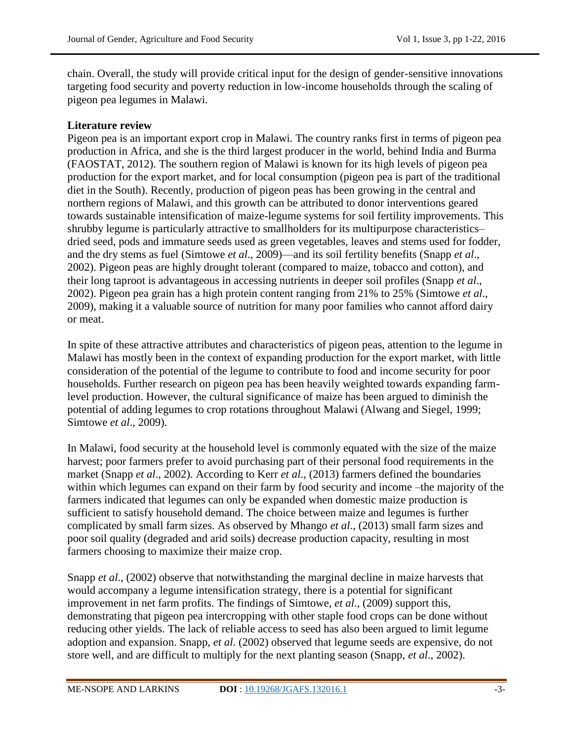chain. Overall, the study will provide critical input for the design of gender-sensitive innovations targeting food security and poverty reduction in low-income households through the scaling of pigeon pea legumes in Malawi.

**Literature review**

Pigeon pea is an important export crop in Malawi. The country ranks first in terms of pigeon pea production in Africa, and she is the third largest producer in the world, behind India and Burma (FAOSTAT, 2012). The southern region of Malawi is known for its high levels of pigeon pea production for the export market, and for local consumption (pigeon pea is part of the traditional diet in the South). Recently, production of pigeon peas has been growing in the central and northern regions of Malawi, and this growth can be attributed to donor interventions geared towards sustainable intensification of maize-legume systems for soil fertility improvements. This shrubby legume is particularly attractive to smallholders for its multipurpose characteristics– dried seed, pods and immature seeds used as green vegetables, leaves and stems used for fodder, and the dry stems as fuel (Simtowe *et al*., 2009)—and its soil fertility benefits (Snapp *et al*., 2002). Pigeon peas are highly drought tolerant (compared to maize, tobacco and cotton), and their long taproot is advantageous in accessing nutrients in deeper soil profiles (Snapp *et al*., 2002). Pigeon pea grain has a high protein content ranging from 21% to 25% (Simtowe *et al*., 2009), making it a valuable source of nutrition for many poor families who cannot afford dairy or meat.

In spite of these attractive attributes and characteristics of pigeon peas, attention to the legume in Malawi has mostly been in the context of expanding production for the export market, with little consideration of the potential of the legume to contribute to food and income security for poor households. Further research on pigeon pea has been heavily weighted towards expanding farm-level production. However, the cultural significance of maize has been argued to diminish the potential of adding legumes to crop rotations throughout Malawi (Alwang and Siegel, 1999; Simtowe *et al*., 2009).

In Malawi, food security at the household level is commonly equated with the size of the maize harvest; poor farmers prefer to avoid purchasing part of their personal food requirements in the market (Snapp *et al*., 2002). According to Kerr *et al*., (2013) farmers defined the boundaries within which legumes can expand on their farm by food security and income –the majority of the farmers indicated that legumes can only be expanded when domestic maize production is sufficient to satisfy household demand. The choice between maize and legumes is further complicated by small farm sizes. As observed by Mhango *et al*., (2013) small farm sizes and poor soil quality (degraded and arid soils) decrease production capacity, resulting in most farmers choosing to maximize their maize crop.

Snapp *et al*., (2002) observe that notwithstanding the marginal decline in maize harvests that would accompany a legume intensification strategy, there is a potential for significant improvement in net farm profits. The findings of Simtowe, *et al*., (2009) support this, demonstrating that pigeon pea intercropping with other staple food crops can be done without reducing other yields. The lack of reliable access to seed has also been argued to limit legume adoption and expansion. Snapp, *et al.* (2002) observed that legume seeds are expensive, do not store well, and are difficult to multiply for the next planting season (Snapp, *et al*., 2002).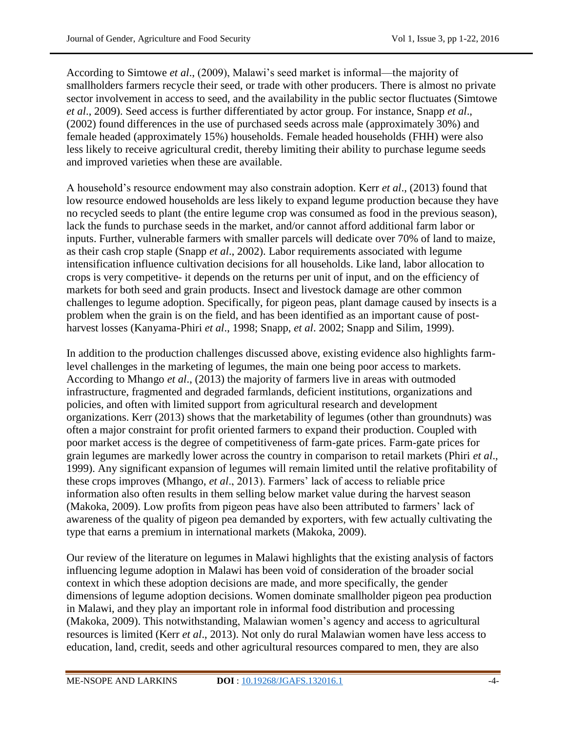According to Simtowe *et al*., (2009), Malawi's seed market is informal—the majority of smallholders farmers recycle their seed, or trade with other producers. There is almost no private sector involvement in access to seed, and the availability in the public sector fluctuates (Simtowe *et al*., 2009). Seed access is further differentiated by actor group. For instance, Snapp *et al*., (2002) found differences in the use of purchased seeds across male (approximately 30%) and female headed (approximately 15%) households. Female headed households (FHH) were also less likely to receive agricultural credit, thereby limiting their ability to purchase legume seeds and improved varieties when these are available.

A household's resource endowment may also constrain adoption. Kerr *et al*., (2013) found that low resource endowed households are less likely to expand legume production because they have no recycled seeds to plant (the entire legume crop was consumed as food in the previous season), lack the funds to purchase seeds in the market, and/or cannot afford additional farm labor or inputs. Further, vulnerable farmers with smaller parcels will dedicate over 70% of land to maize, as their cash crop staple (Snapp *et al*., 2002). Labor requirements associated with legume intensification influence cultivation decisions for all households. Like land, labor allocation to crops is very competitive- it depends on the returns per unit of input, and on the efficiency of markets for both seed and grain products. Insect and livestock damage are other common challenges to legume adoption. Specifically, for pigeon peas, plant damage caused by insects is a problem when the grain is on the field, and has been identified as an important cause of post-harvest losses (Kanyama-Phiri *et al*., 1998; Snapp, *et al*. 2002; Snapp and Silim, 1999).

In addition to the production challenges discussed above, existing evidence also highlights farm-level challenges in the marketing of legumes, the main one being poor access to markets. According to Mhango *et al*., (2013) the majority of farmers live in areas with outmoded infrastructure, fragmented and degraded farmlands, deficient institutions, organizations and policies, and often with limited support from agricultural research and development organizations. Kerr (2013) shows that the marketability of legumes (other than groundnuts) was often a major constraint for profit oriented farmers to expand their production. Coupled with poor market access is the degree of competitiveness of farm-gate prices. Farm-gate prices for grain legumes are markedly lower across the country in comparison to retail markets (Phiri *et al*., 1999). Any significant expansion of legumes will remain limited until the relative profitability of these crops improves (Mhango, *et al*., 2013). Farmers' lack of access to reliable price information also often results in them selling below market value during the harvest season (Makoka, 2009). Low profits from pigeon peas have also been attributed to farmers' lack of awareness of the quality of pigeon pea demanded by exporters, with few actually cultivating the type that earns a premium in international markets (Makoka, 2009).

Our review of the literature on legumes in Malawi highlights that the existing analysis of factors influencing legume adoption in Malawi has been void of consideration of the broader social context in which these adoption decisions are made, and more specifically, the gender dimensions of legume adoption decisions. Women dominate smallholder pigeon pea production in Malawi, and they play an important role in informal food distribution and processing (Makoka, 2009). This notwithstanding, Malawian women's agency and access to agricultural resources is limited (Kerr *et al*., 2013). Not only do rural Malawian women have less access to education, land, credit, seeds and other agricultural resources compared to men, they are also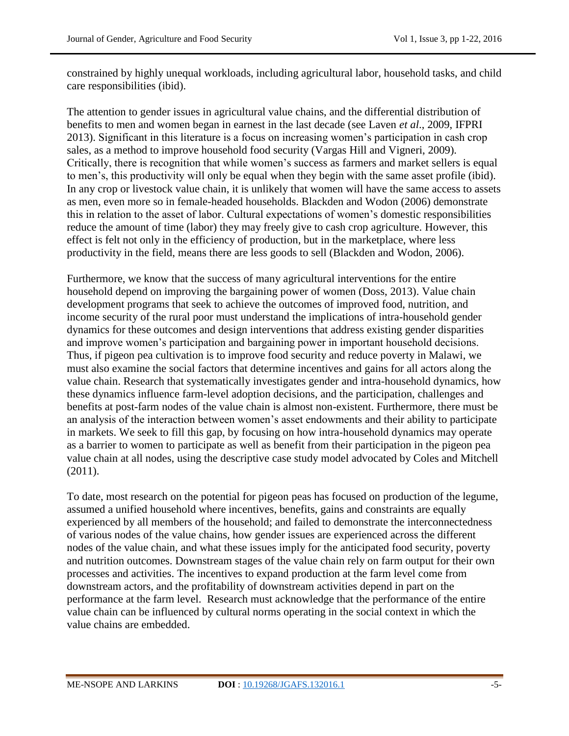constrained by highly unequal workloads, including agricultural labor, household tasks, and child care responsibilities (ibid).

The attention to gender issues in agricultural value chains, and the differential distribution of benefits to men and women began in earnest in the last decade (see Laven *et al*., 2009, IFPRI 2013). Significant in this literature is a focus on increasing women's participation in cash crop sales, as a method to improve household food security (Vargas Hill and Vigneri, 2009). Critically, there is recognition that while women's success as farmers and market sellers is equal to men's, this productivity will only be equal when they begin with the same asset profile (ibid). In any crop or livestock value chain, it is unlikely that women will have the same access to assets as men, even more so in female-headed households. Blackden and Wodon (2006) demonstrate this in relation to the asset of labor. Cultural expectations of women's domestic responsibilities reduce the amount of time (labor) they may freely give to cash crop agriculture. However, this effect is felt not only in the efficiency of production, but in the marketplace, where less productivity in the field, means there are less goods to sell (Blackden and Wodon, 2006).

Furthermore, we know that the success of many agricultural interventions for the entire household depend on improving the bargaining power of women (Doss, 2013). Value chain development programs that seek to achieve the outcomes of improved food, nutrition, and income security of the rural poor must understand the implications of intra-household gender dynamics for these outcomes and design interventions that address existing gender disparities and improve women's participation and bargaining power in important household decisions. Thus, if pigeon pea cultivation is to improve food security and reduce poverty in Malawi, we must also examine the social factors that determine incentives and gains for all actors along the value chain. Research that systematically investigates gender and intra-household dynamics, how these dynamics influence farm-level adoption decisions, and the participation, challenges and benefits at post-farm nodes of the value chain is almost non-existent. Furthermore, there must be an analysis of the interaction between women's asset endowments and their ability to participate in markets. We seek to fill this gap, by focusing on how intra-household dynamics may operate as a barrier to women to participate as well as benefit from their participation in the pigeon pea value chain at all nodes, using the descriptive case study model advocated by Coles and Mitchell (2011).

To date, most research on the potential for pigeon peas has focused on production of the legume, assumed a unified household where incentives, benefits, gains and constraints are equally experienced by all members of the household; and failed to demonstrate the interconnectedness of various nodes of the value chains, how gender issues are experienced across the different nodes of the value chain, and what these issues imply for the anticipated food security, poverty and nutrition outcomes. Downstream stages of the value chain rely on farm output for their own processes and activities. The incentives to expand production at the farm level come from downstream actors, and the profitability of downstream activities depend in part on the performance at the farm level. Research must acknowledge that the performance of the entire value chain can be influenced by cultural norms operating in the social context in which the value chains are embedded.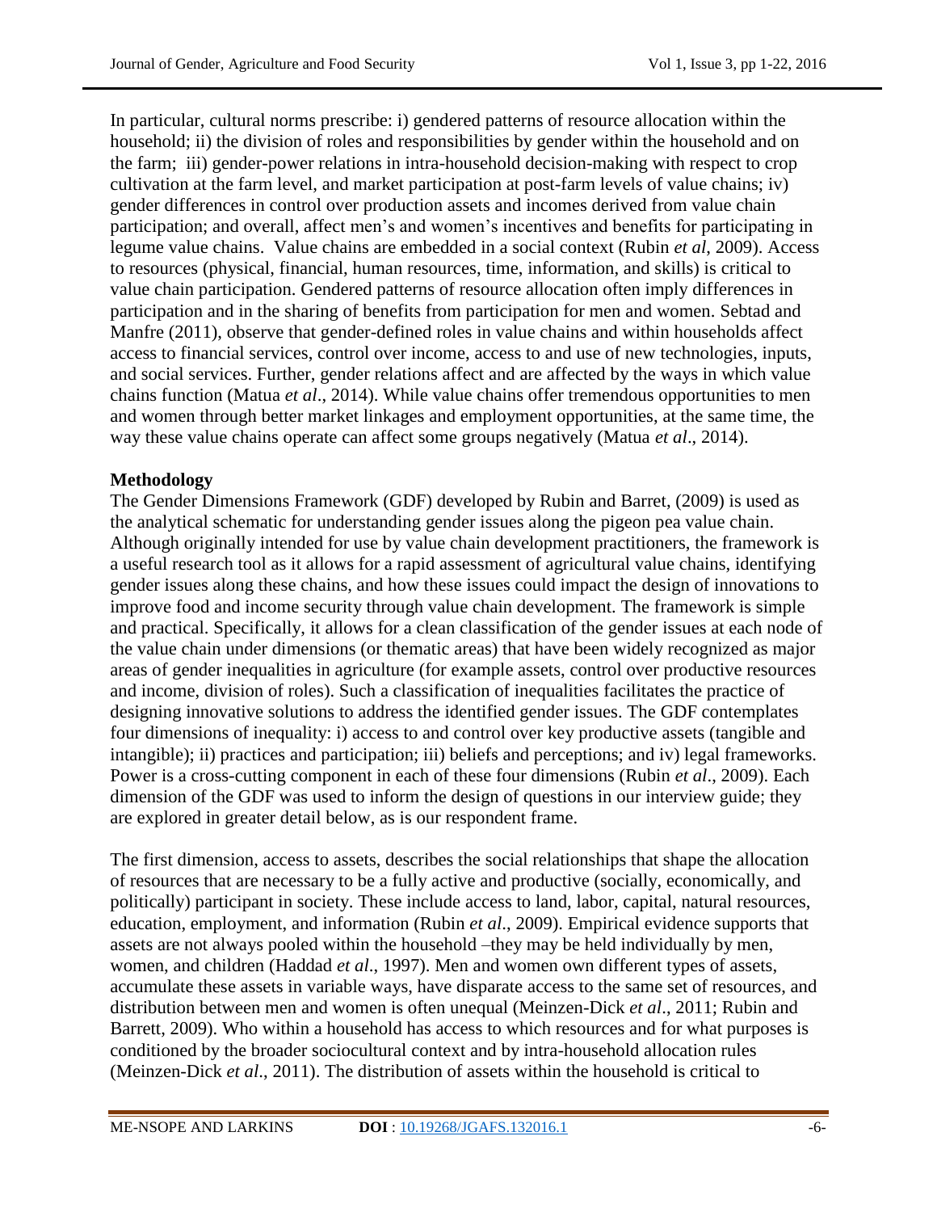In particular, cultural norms prescribe: i) gendered patterns of resource allocation within the household; ii) the division of roles and responsibilities by gender within the household and on the farm; iii) gender-power relations in intra-household decision-making with respect to crop cultivation at the farm level, and market participation at post-farm levels of value chains; iv) gender differences in control over production assets and incomes derived from value chain participation; and overall, affect men's and women's incentives and benefits for participating in legume value chains. Value chains are embedded in a social context (Rubin *et al*, 2009). Access to resources (physical, financial, human resources, time, information, and skills) is critical to value chain participation. Gendered patterns of resource allocation often imply differences in participation and in the sharing of benefits from participation for men and women. Sebtad and Manfre (2011), observe that gender-defined roles in value chains and within households affect access to financial services, control over income, access to and use of new technologies, inputs, and social services. Further, gender relations affect and are affected by the ways in which value chains function (Matua *et al*., 2014). While value chains offer tremendous opportunities to men and women through better market linkages and employment opportunities, at the same time, the way these value chains operate can affect some groups negatively (Matua *et al*., 2014).

## Methodology

The Gender Dimensions Framework (GDF) developed by Rubin and Barret, (2009) is used as the analytical schematic for understanding gender issues along the pigeon pea value chain. Although originally intended for use by value chain development practitioners, the framework is a useful research tool as it allows for a rapid assessment of agricultural value chains, identifying gender issues along these chains, and how these issues could impact the design of innovations to improve food and income security through value chain development. The framework is simple and practical. Specifically, it allows for a clean classification of the gender issues at each node of the value chain under dimensions (or thematic areas) that have been widely recognized as major areas of gender inequalities in agriculture (for example assets, control over productive resources and income, division of roles). Such a classification of inequalities facilitates the practice of designing innovative solutions to address the identified gender issues. The GDF contemplates four dimensions of inequality: i) access to and control over key productive assets (tangible and intangible); ii) practices and participation; iii) beliefs and perceptions; and iv) legal frameworks. Power is a cross-cutting component in each of these four dimensions (Rubin *et al*., 2009). Each dimension of the GDF was used to inform the design of questions in our interview guide; they are explored in greater detail below, as is our respondent frame.

The first dimension, access to assets, describes the social relationships that shape the allocation of resources that are necessary to be a fully active and productive (socially, economically, and politically) participant in society. These include access to land, labor, capital, natural resources, education, employment, and information (Rubin *et al*., 2009). Empirical evidence supports that assets are not always pooled within the household –they may be held individually by men, women, and children (Haddad *et al*., 1997). Men and women own different types of assets, accumulate these assets in variable ways, have disparate access to the same set of resources, and distribution between men and women is often unequal (Meinzen-Dick *et al*., 2011; Rubin and Barrett, 2009). Who within a household has access to which resources and for what purposes is conditioned by the broader sociocultural context and by intra-household allocation rules (Meinzen-Dick *et al*., 2011). The distribution of assets within the household is critical to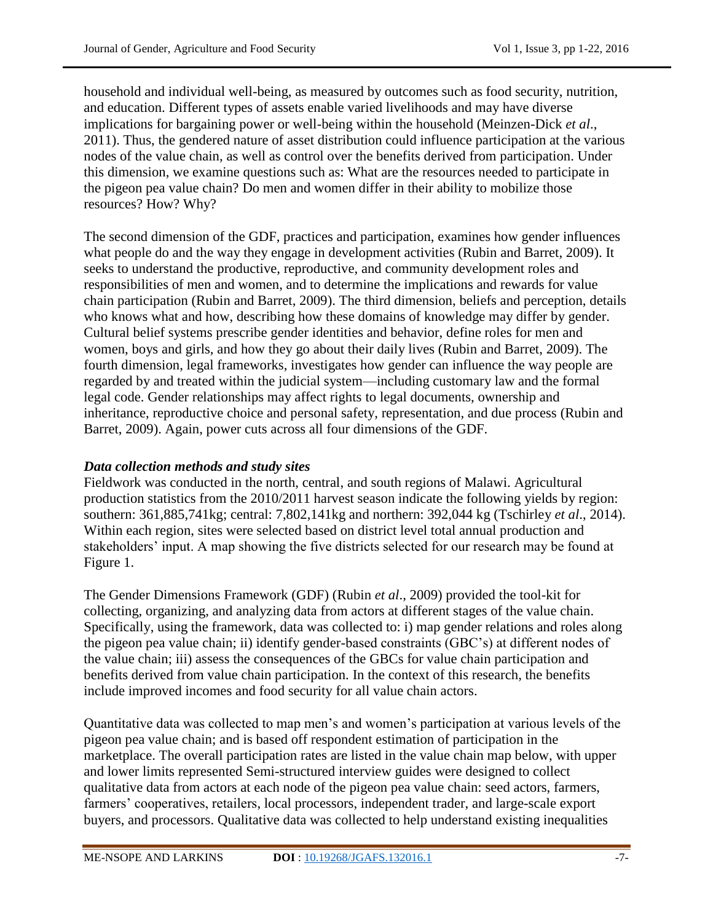household and individual well-being, as measured by outcomes such as food security, nutrition, and education. Different types of assets enable varied livelihoods and may have diverse implications for bargaining power or well-being within the household (Meinzen-Dick *et al*., 2011). Thus, the gendered nature of asset distribution could influence participation at the various nodes of the value chain, as well as control over the benefits derived from participation. Under this dimension, we examine questions such as: What are the resources needed to participate in the pigeon pea value chain? Do men and women differ in their ability to mobilize those resources? How? Why?

The second dimension of the GDF, practices and participation, examines how gender influences what people do and the way they engage in development activities (Rubin and Barret, 2009). It seeks to understand the productive, reproductive, and community development roles and responsibilities of men and women, and to determine the implications and rewards for value chain participation (Rubin and Barret, 2009). The third dimension, beliefs and perception, details who knows what and how, describing how these domains of knowledge may differ by gender. Cultural belief systems prescribe gender identities and behavior, define roles for men and women, boys and girls, and how they go about their daily lives (Rubin and Barret, 2009). The fourth dimension, legal frameworks, investigates how gender can influence the way people are regarded by and treated within the judicial system—including customary law and the formal legal code. Gender relationships may affect rights to legal documents, ownership and inheritance, reproductive choice and personal safety, representation, and due process (Rubin and Barret, 2009). Again, power cuts across all four dimensions of the GDF.

### *Data collection methods and study sites*

Fieldwork was conducted in the north, central, and south regions of Malawi. Agricultural production statistics from the 2010/2011 harvest season indicate the following yields by region: southern: 361,885,741kg; central: 7,802,141kg and northern: 392,044 kg (Tschirley *et al*., 2014). Within each region, sites were selected based on district level total annual production and stakeholders' input. A map showing the five districts selected for our research may be found at Figure 1.

The Gender Dimensions Framework (GDF) (Rubin *et al*., 2009) provided the tool-kit for collecting, organizing, and analyzing data from actors at different stages of the value chain. Specifically, using the framework, data was collected to: i) map gender relations and roles along the pigeon pea value chain; ii) identify gender-based constraints (GBC's) at different nodes of the value chain; iii) assess the consequences of the GBCs for value chain participation and benefits derived from value chain participation. In the context of this research, the benefits include improved incomes and food security for all value chain actors.

Quantitative data was collected to map men's and women's participation at various levels of the pigeon pea value chain; and is based off respondent estimation of participation in the marketplace. The overall participation rates are listed in the value chain map below, with upper and lower limits represented Semi-structured interview guides were designed to collect qualitative data from actors at each node of the pigeon pea value chain: seed actors, farmers, farmers' cooperatives, retailers, local processors, independent trader, and large-scale export buyers, and processors. Qualitative data was collected to help understand existing inequalities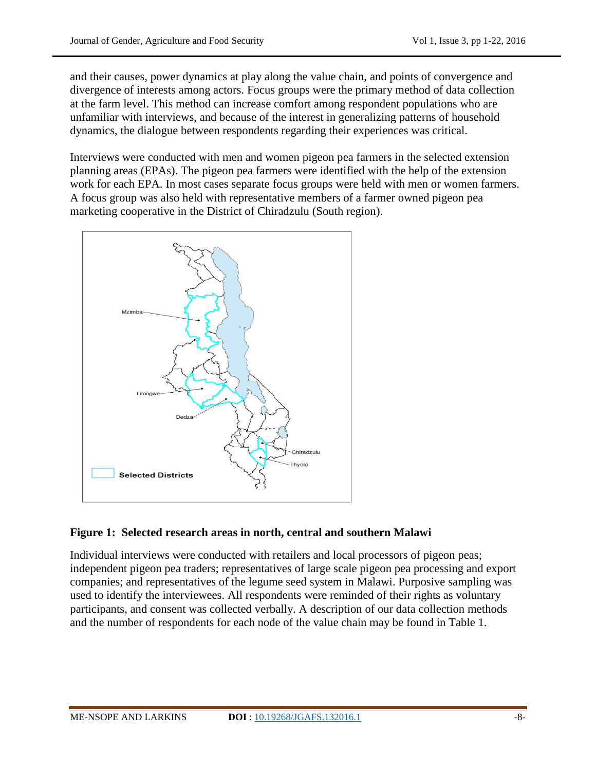and their causes, power dynamics at play along the value chain, and points of convergence and divergence of interests among actors. Focus groups were the primary method of data collection at the farm level. This method can increase comfort among respondent populations who are unfamiliar with interviews, and because of the interest in generalizing patterns of household dynamics, the dialogue between respondents regarding their experiences was critical.

Interviews were conducted with men and women pigeon pea farmers in the selected extension planning areas (EPAs). The pigeon pea farmers were identified with the help of the extension work for each EPA. In most cases separate focus groups were held with men or women farmers. A focus group was also held with representative members of a farmer owned pigeon pea marketing cooperative in the District of Chiradzulu (South region).

**Figure 1: Selected research areas in north, central and southern Malawi**

Individual interviews were conducted with retailers and local processors of pigeon peas; independent pigeon pea traders; representatives of large scale pigeon pea processing and export companies; and representatives of the legume seed system in Malawi. Purposive sampling was used to identify the interviewees. All respondents were reminded of their rights as voluntary participants, and consent was collected verbally. A description of our data collection methods and the number of respondents for each node of the value chain may be found in Table 1.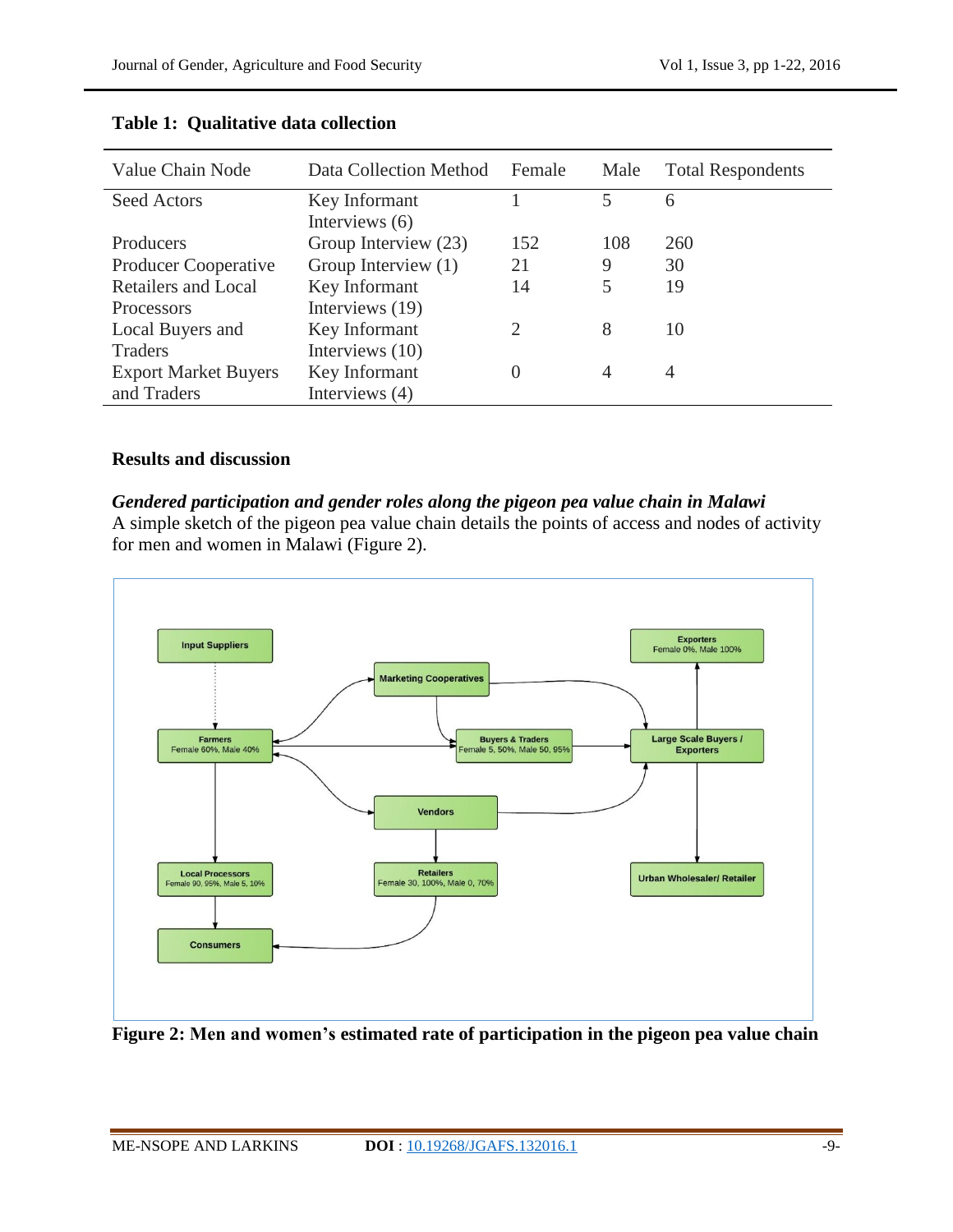**Table 1: Qualitative data collection**

| Value Chain Node | Data Collection Method | Female | Male | Total Respondents |
|---|---|---|---|---|
| Seed Actors | Key Informant Interviews (6) | 1 | 5 | 6 |
| Producers | Group Interview (23) | 152 | 108 | 260 |
| Producer Cooperative | Group Interview (1) | 21 | 9 | 30 |
| Retailers and Local Processors | Key Informant Interviews (19) | 14 | 5 | 19 |
| Local Buyers and Traders | Key Informant Interviews (10) | 2 | 8 | 10 |
| Export Market Buyers and Traders | Key Informant Interviews (4) | 0 | 4 | 4 |

## Results and discussion

***Gendered participation and gender roles along the pigeon pea value chain in Malawi***

A simple sketch of the pigeon pea value chain details the points of access and nodes of activity for men and women in Malawi (Figure 2).

**Figure 2: Men and women's estimated rate of participation in the pigeon pea value chain**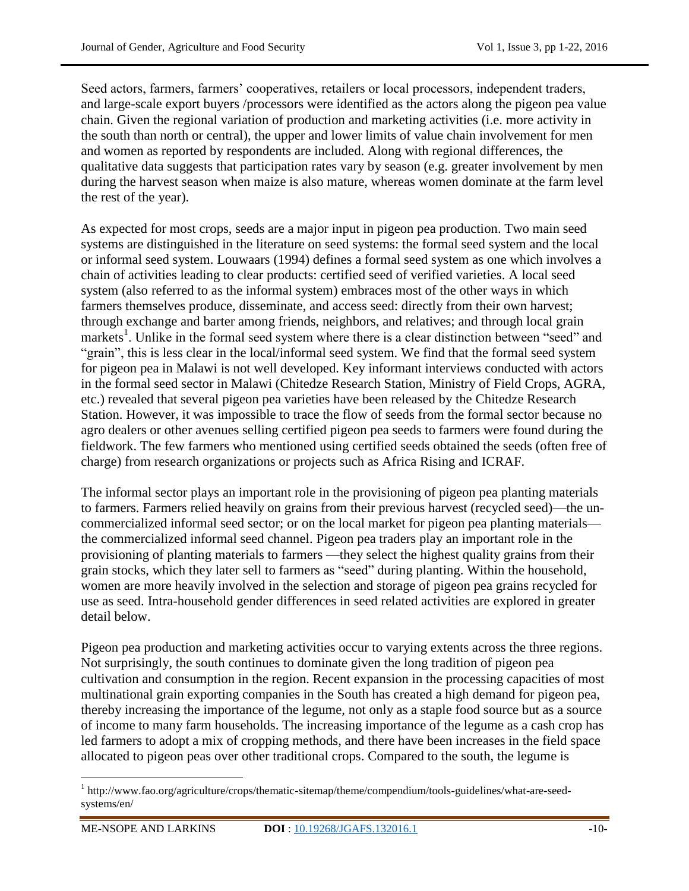Seed actors, farmers, farmers' cooperatives, retailers or local processors, independent traders, and large-scale export buyers /processors were identified as the actors along the pigeon pea value chain. Given the regional variation of production and marketing activities (i.e. more activity in the south than north or central), the upper and lower limits of value chain involvement for men and women as reported by respondents are included. Along with regional differences, the qualitative data suggests that participation rates vary by season (e.g. greater involvement by men during the harvest season when maize is also mature, whereas women dominate at the farm level the rest of the year).

As expected for most crops, seeds are a major input in pigeon pea production. Two main seed systems are distinguished in the literature on seed systems: the formal seed system and the local or informal seed system. Louwaars (1994) defines a formal seed system as one which involves a chain of activities leading to clear products: certified seed of verified varieties. A local seed system (also referred to as the informal system) embraces most of the other ways in which farmers themselves produce, disseminate, and access seed: directly from their own harvest; through exchange and barter among friends, neighbors, and relatives; and through local grain markets[1]. Unlike in the formal seed system where there is a clear distinction between "seed" and "grain", this is less clear in the local/informal seed system. We find that the formal seed system for pigeon pea in Malawi is not well developed. Key informant interviews conducted with actors in the formal seed sector in Malawi (Chitedze Research Station, Ministry of Field Crops, AGRA, etc.) revealed that several pigeon pea varieties have been released by the Chitedze Research Station. However, it was impossible to trace the flow of seeds from the formal sector because no agro dealers or other avenues selling certified pigeon pea seeds to farmers were found during the fieldwork. The few farmers who mentioned using certified seeds obtained the seeds (often free of charge) from research organizations or projects such as Africa Rising and ICRAF.

The informal sector plays an important role in the provisioning of pigeon pea planting materials to farmers. Farmers relied heavily on grains from their previous harvest (recycled seed)—the un-commercialized informal seed sector; or on the local market for pigeon pea planting materials—the commercialized informal seed channel. Pigeon pea traders play an important role in the provisioning of planting materials to farmers —they select the highest quality grains from their grain stocks, which they later sell to farmers as "seed" during planting. Within the household, women are more heavily involved in the selection and storage of pigeon pea grains recycled for use as seed. Intra-household gender differences in seed related activities are explored in greater detail below.

Pigeon pea production and marketing activities occur to varying extents across the three regions. Not surprisingly, the south continues to dominate given the long tradition of pigeon pea cultivation and consumption in the region. Recent expansion in the processing capacities of most multinational grain exporting companies in the South has created a high demand for pigeon pea, thereby increasing the importance of the legume, not only as a staple food source but as a source of income to many farm households. The increasing importance of the legume as a cash crop has led farmers to adopt a mix of cropping methods, and there have been increases in the field space allocated to pigeon peas over other traditional crops. Compared to the south, the legume is

[1] http://www.fao.org/agriculture/crops/thematic-sitemap/theme/compendium/tools-guidelines/what-are-seed-systems/en/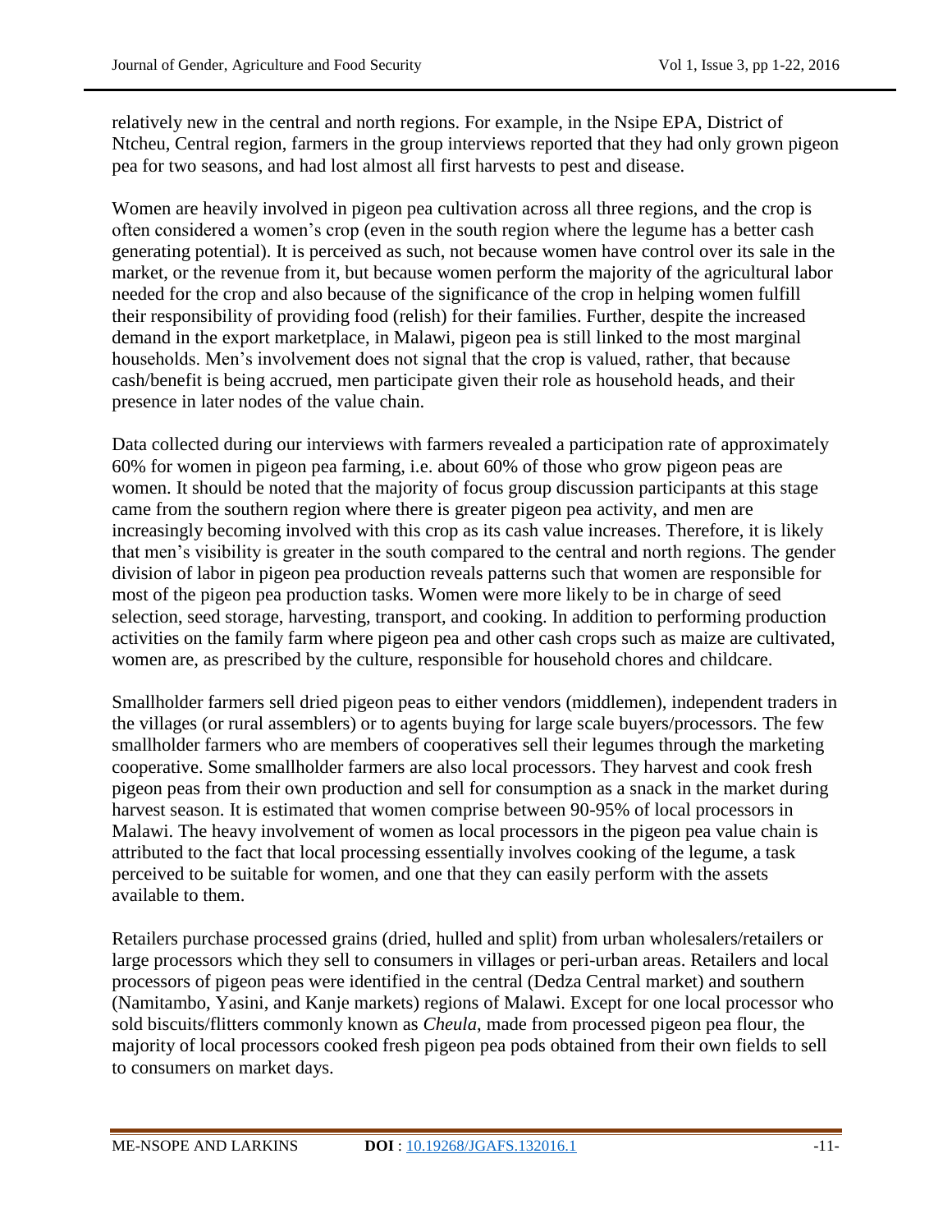relatively new in the central and north regions. For example, in the Nsipe EPA, District of Ntcheu, Central region, farmers in the group interviews reported that they had only grown pigeon pea for two seasons, and had lost almost all first harvests to pest and disease.

Women are heavily involved in pigeon pea cultivation across all three regions, and the crop is often considered a women's crop (even in the south region where the legume has a better cash generating potential). It is perceived as such, not because women have control over its sale in the market, or the revenue from it, but because women perform the majority of the agricultural labor needed for the crop and also because of the significance of the crop in helping women fulfill their responsibility of providing food (relish) for their families. Further, despite the increased demand in the export marketplace, in Malawi, pigeon pea is still linked to the most marginal households. Men's involvement does not signal that the crop is valued, rather, that because cash/benefit is being accrued, men participate given their role as household heads, and their presence in later nodes of the value chain.

Data collected during our interviews with farmers revealed a participation rate of approximately 60% for women in pigeon pea farming, i.e. about 60% of those who grow pigeon peas are women. It should be noted that the majority of focus group discussion participants at this stage came from the southern region where there is greater pigeon pea activity, and men are increasingly becoming involved with this crop as its cash value increases. Therefore, it is likely that men's visibility is greater in the south compared to the central and north regions. The gender division of labor in pigeon pea production reveals patterns such that women are responsible for most of the pigeon pea production tasks. Women were more likely to be in charge of seed selection, seed storage, harvesting, transport, and cooking. In addition to performing production activities on the family farm where pigeon pea and other cash crops such as maize are cultivated, women are, as prescribed by the culture, responsible for household chores and childcare.

Smallholder farmers sell dried pigeon peas to either vendors (middlemen), independent traders in the villages (or rural assemblers) or to agents buying for large scale buyers/processors. The few smallholder farmers who are members of cooperatives sell their legumes through the marketing cooperative. Some smallholder farmers are also local processors. They harvest and cook fresh pigeon peas from their own production and sell for consumption as a snack in the market during harvest season. It is estimated that women comprise between 90-95% of local processors in Malawi. The heavy involvement of women as local processors in the pigeon pea value chain is attributed to the fact that local processing essentially involves cooking of the legume, a task perceived to be suitable for women, and one that they can easily perform with the assets available to them.

Retailers purchase processed grains (dried, hulled and split) from urban wholesalers/retailers or large processors which they sell to consumers in villages or peri-urban areas. Retailers and local processors of pigeon peas were identified in the central (Dedza Central market) and southern (Namitambo, Yasini, and Kanje markets) regions of Malawi. Except for one local processor who sold biscuits/flitters commonly known as *Cheula*, made from processed pigeon pea flour, the majority of local processors cooked fresh pigeon pea pods obtained from their own fields to sell to consumers on market days.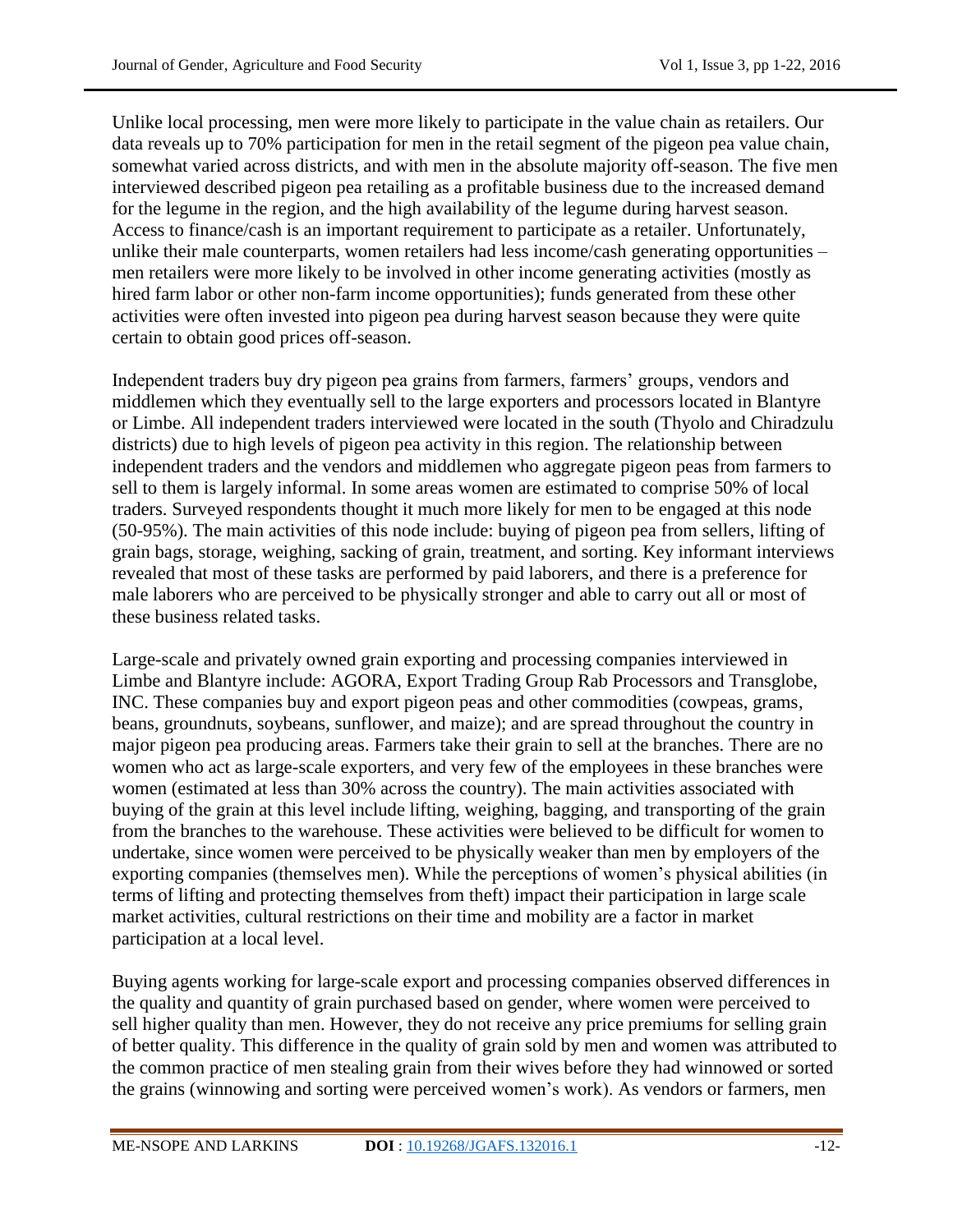Unlike local processing, men were more likely to participate in the value chain as retailers. Our data reveals up to 70% participation for men in the retail segment of the pigeon pea value chain, somewhat varied across districts, and with men in the absolute majority off-season. The five men interviewed described pigeon pea retailing as a profitable business due to the increased demand for the legume in the region, and the high availability of the legume during harvest season. Access to finance/cash is an important requirement to participate as a retailer. Unfortunately, unlike their male counterparts, women retailers had less income/cash generating opportunities – men retailers were more likely to be involved in other income generating activities (mostly as hired farm labor or other non-farm income opportunities); funds generated from these other activities were often invested into pigeon pea during harvest season because they were quite certain to obtain good prices off-season.

Independent traders buy dry pigeon pea grains from farmers, farmers' groups, vendors and middlemen which they eventually sell to the large exporters and processors located in Blantyre or Limbe. All independent traders interviewed were located in the south (Thyolo and Chiradzulu districts) due to high levels of pigeon pea activity in this region. The relationship between independent traders and the vendors and middlemen who aggregate pigeon peas from farmers to sell to them is largely informal. In some areas women are estimated to comprise 50% of local traders. Surveyed respondents thought it much more likely for men to be engaged at this node (50-95%). The main activities of this node include: buying of pigeon pea from sellers, lifting of grain bags, storage, weighing, sacking of grain, treatment, and sorting. Key informant interviews revealed that most of these tasks are performed by paid laborers, and there is a preference for male laborers who are perceived to be physically stronger and able to carry out all or most of these business related tasks.

Large-scale and privately owned grain exporting and processing companies interviewed in Limbe and Blantyre include: AGORA, Export Trading Group Rab Processors and Transglobe, INC. These companies buy and export pigeon peas and other commodities (cowpeas, grams, beans, groundnuts, soybeans, sunflower, and maize); and are spread throughout the country in major pigeon pea producing areas. Farmers take their grain to sell at the branches. There are no women who act as large-scale exporters, and very few of the employees in these branches were women (estimated at less than 30% across the country). The main activities associated with buying of the grain at this level include lifting, weighing, bagging, and transporting of the grain from the branches to the warehouse. These activities were believed to be difficult for women to undertake, since women were perceived to be physically weaker than men by employers of the exporting companies (themselves men). While the perceptions of women's physical abilities (in terms of lifting and protecting themselves from theft) impact their participation in large scale market activities, cultural restrictions on their time and mobility are a factor in market participation at a local level.

Buying agents working for large-scale export and processing companies observed differences in the quality and quantity of grain purchased based on gender, where women were perceived to sell higher quality than men. However, they do not receive any price premiums for selling grain of better quality. This difference in the quality of grain sold by men and women was attributed to the common practice of men stealing grain from their wives before they had winnowed or sorted the grains (winnowing and sorting were perceived women's work). As vendors or farmers, men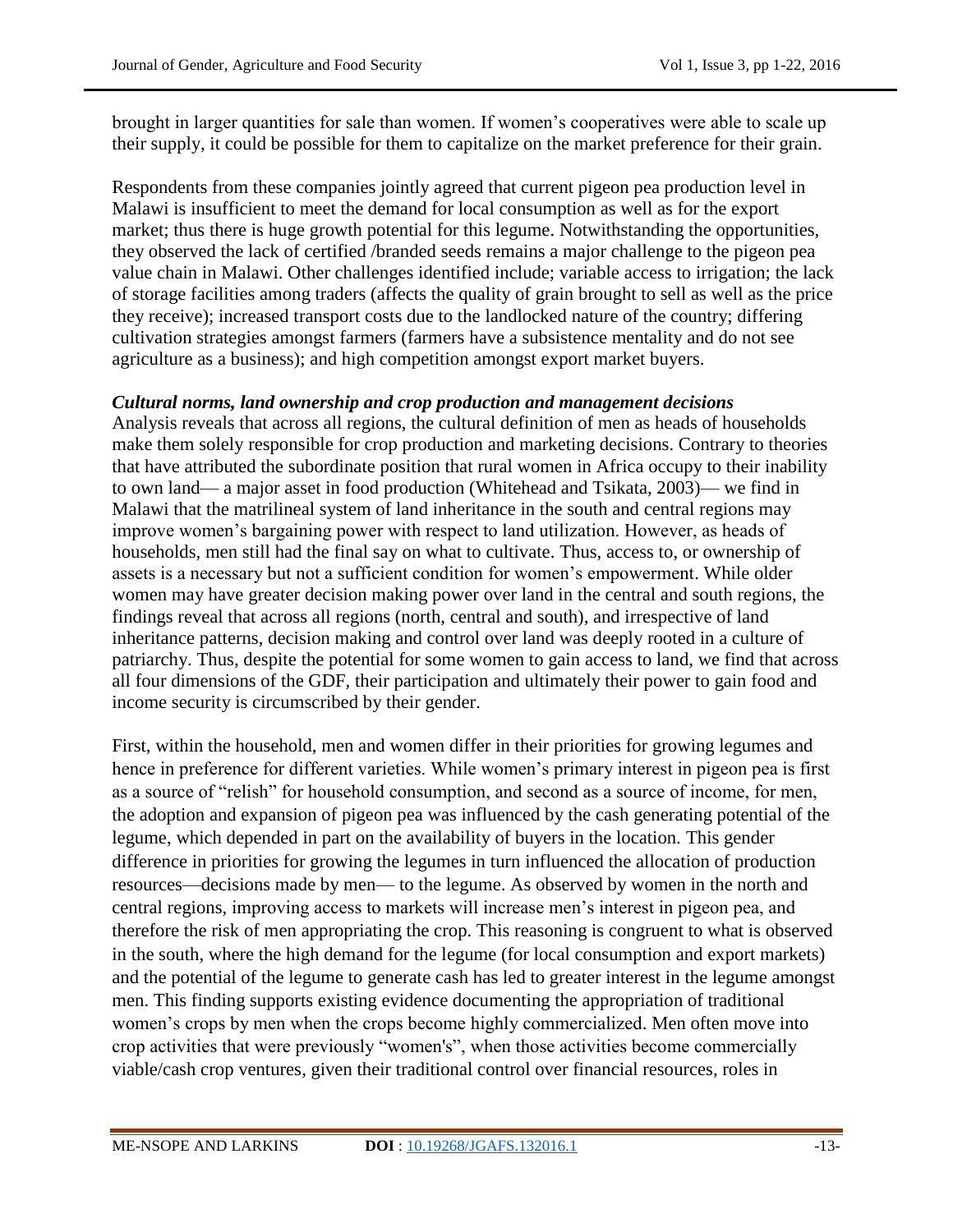brought in larger quantities for sale than women. If women's cooperatives were able to scale up their supply, it could be possible for them to capitalize on the market preference for their grain.

Respondents from these companies jointly agreed that current pigeon pea production level in Malawi is insufficient to meet the demand for local consumption as well as for the export market; thus there is huge growth potential for this legume. Notwithstanding the opportunities, they observed the lack of certified /branded seeds remains a major challenge to the pigeon pea value chain in Malawi. Other challenges identified include; variable access to irrigation; the lack of storage facilities among traders (affects the quality of grain brought to sell as well as the price they receive); increased transport costs due to the landlocked nature of the country; differing cultivation strategies amongst farmers (farmers have a subsistence mentality and do not see agriculture as a business); and high competition amongst export market buyers.

***Cultural norms, land ownership and crop production and management decisions***

Analysis reveals that across all regions, the cultural definition of men as heads of households make them solely responsible for crop production and marketing decisions. Contrary to theories that have attributed the subordinate position that rural women in Africa occupy to their inability to own land— a major asset in food production (Whitehead and Tsikata, 2003)— we find in Malawi that the matrilineal system of land inheritance in the south and central regions may improve women's bargaining power with respect to land utilization. However, as heads of households, men still had the final say on what to cultivate. Thus, access to, or ownership of assets is a necessary but not a sufficient condition for women's empowerment. While older women may have greater decision making power over land in the central and south regions, the findings reveal that across all regions (north, central and south), and irrespective of land inheritance patterns, decision making and control over land was deeply rooted in a culture of patriarchy. Thus, despite the potential for some women to gain access to land, we find that across all four dimensions of the GDF, their participation and ultimately their power to gain food and income security is circumscribed by their gender.

First, within the household, men and women differ in their priorities for growing legumes and hence in preference for different varieties. While women's primary interest in pigeon pea is first as a source of "relish" for household consumption, and second as a source of income, for men, the adoption and expansion of pigeon pea was influenced by the cash generating potential of the legume, which depended in part on the availability of buyers in the location. This gender difference in priorities for growing the legumes in turn influenced the allocation of production resources—decisions made by men— to the legume. As observed by women in the north and central regions, improving access to markets will increase men's interest in pigeon pea, and therefore the risk of men appropriating the crop. This reasoning is congruent to what is observed in the south, where the high demand for the legume (for local consumption and export markets) and the potential of the legume to generate cash has led to greater interest in the legume amongst men. This finding supports existing evidence documenting the appropriation of traditional women's crops by men when the crops become highly commercialized. Men often move into crop activities that were previously "women's", when those activities become commercially viable/cash crop ventures, given their traditional control over financial resources, roles in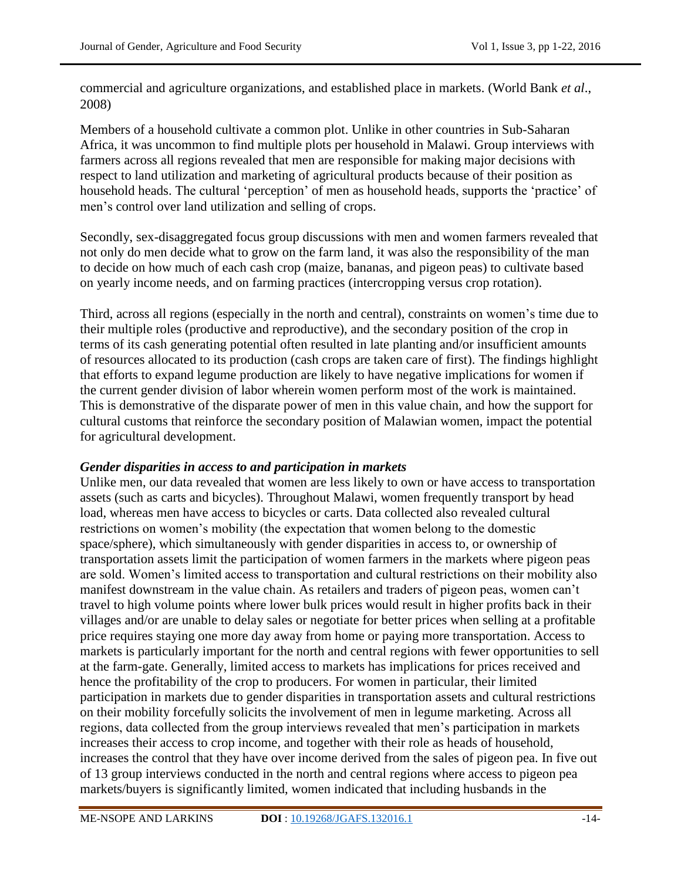commercial and agriculture organizations, and established place in markets. (World Bank *et al*., 2008)

Members of a household cultivate a common plot. Unlike in other countries in Sub-Saharan Africa, it was uncommon to find multiple plots per household in Malawi. Group interviews with farmers across all regions revealed that men are responsible for making major decisions with respect to land utilization and marketing of agricultural products because of their position as household heads. The cultural 'perception' of men as household heads, supports the 'practice' of men's control over land utilization and selling of crops.

Secondly, sex-disaggregated focus group discussions with men and women farmers revealed that not only do men decide what to grow on the farm land, it was also the responsibility of the man to decide on how much of each cash crop (maize, bananas, and pigeon peas) to cultivate based on yearly income needs, and on farming practices (intercropping versus crop rotation).

Third, across all regions (especially in the north and central), constraints on women's time due to their multiple roles (productive and reproductive), and the secondary position of the crop in terms of its cash generating potential often resulted in late planting and/or insufficient amounts of resources allocated to its production (cash crops are taken care of first). The findings highlight that efforts to expand legume production are likely to have negative implications for women if the current gender division of labor wherein women perform most of the work is maintained. This is demonstrative of the disparate power of men in this value chain, and how the support for cultural customs that reinforce the secondary position of Malawian women, impact the potential for agricultural development.

### *Gender disparities in access to and participation in markets*

Unlike men, our data revealed that women are less likely to own or have access to transportation assets (such as carts and bicycles). Throughout Malawi, women frequently transport by head load, whereas men have access to bicycles or carts. Data collected also revealed cultural restrictions on women's mobility (the expectation that women belong to the domestic space/sphere), which simultaneously with gender disparities in access to, or ownership of transportation assets limit the participation of women farmers in the markets where pigeon peas are sold. Women's limited access to transportation and cultural restrictions on their mobility also manifest downstream in the value chain. As retailers and traders of pigeon peas, women can't travel to high volume points where lower bulk prices would result in higher profits back in their villages and/or are unable to delay sales or negotiate for better prices when selling at a profitable price requires staying one more day away from home or paying more transportation. Access to markets is particularly important for the north and central regions with fewer opportunities to sell at the farm-gate. Generally, limited access to markets has implications for prices received and hence the profitability of the crop to producers. For women in particular, their limited participation in markets due to gender disparities in transportation assets and cultural restrictions on their mobility forcefully solicits the involvement of men in legume marketing. Across all regions, data collected from the group interviews revealed that men's participation in markets increases their access to crop income, and together with their role as heads of household, increases the control that they have over income derived from the sales of pigeon pea. In five out of 13 group interviews conducted in the north and central regions where access to pigeon pea markets/buyers is significantly limited, women indicated that including husbands in the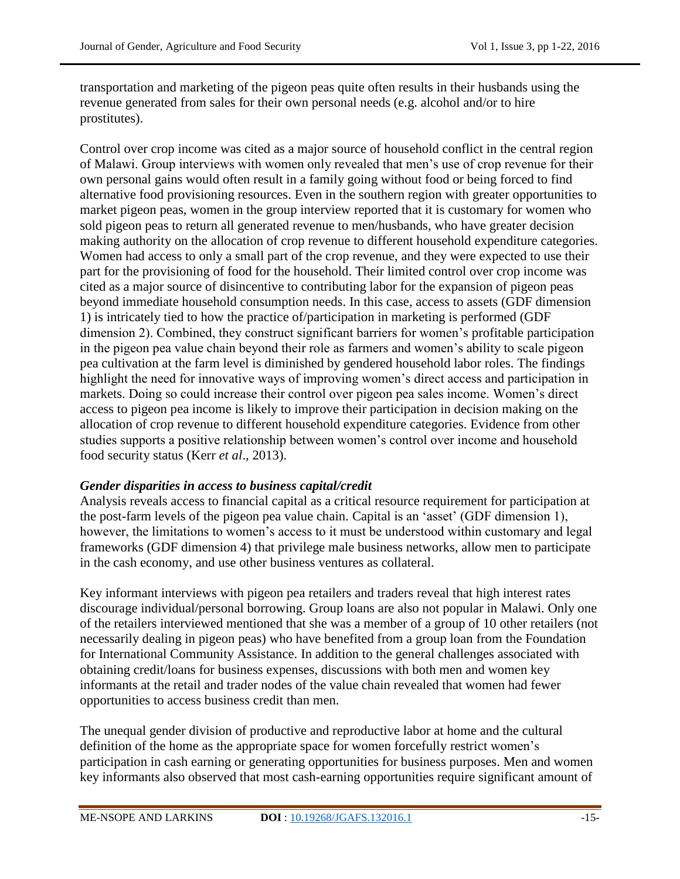transportation and marketing of the pigeon peas quite often results in their husbands using the revenue generated from sales for their own personal needs (e.g. alcohol and/or to hire prostitutes).

Control over crop income was cited as a major source of household conflict in the central region of Malawi. Group interviews with women only revealed that men's use of crop revenue for their own personal gains would often result in a family going without food or being forced to find alternative food provisioning resources. Even in the southern region with greater opportunities to market pigeon peas, women in the group interview reported that it is customary for women who sold pigeon peas to return all generated revenue to men/husbands, who have greater decision making authority on the allocation of crop revenue to different household expenditure categories. Women had access to only a small part of the crop revenue, and they were expected to use their part for the provisioning of food for the household. Their limited control over crop income was cited as a major source of disincentive to contributing labor for the expansion of pigeon peas beyond immediate household consumption needs. In this case, access to assets (GDF dimension 1) is intricately tied to how the practice of/participation in marketing is performed (GDF dimension 2). Combined, they construct significant barriers for women's profitable participation in the pigeon pea value chain beyond their role as farmers and women's ability to scale pigeon pea cultivation at the farm level is diminished by gendered household labor roles. The findings highlight the need for innovative ways of improving women's direct access and participation in markets. Doing so could increase their control over pigeon pea sales income. Women's direct access to pigeon pea income is likely to improve their participation in decision making on the allocation of crop revenue to different household expenditure categories. Evidence from other studies supports a positive relationship between women's control over income and household food security status (Kerr *et al*., 2013).

### *Gender disparities in access to business capital/credit*

Analysis reveals access to financial capital as a critical resource requirement for participation at the post-farm levels of the pigeon pea value chain. Capital is an 'asset' (GDF dimension 1), however, the limitations to women's access to it must be understood within customary and legal frameworks (GDF dimension 4) that privilege male business networks, allow men to participate in the cash economy, and use other business ventures as collateral.

Key informant interviews with pigeon pea retailers and traders reveal that high interest rates discourage individual/personal borrowing. Group loans are also not popular in Malawi. Only one of the retailers interviewed mentioned that she was a member of a group of 10 other retailers (not necessarily dealing in pigeon peas) who have benefited from a group loan from the Foundation for International Community Assistance. In addition to the general challenges associated with obtaining credit/loans for business expenses, discussions with both men and women key informants at the retail and trader nodes of the value chain revealed that women had fewer opportunities to access business credit than men.

The unequal gender division of productive and reproductive labor at home and the cultural definition of the home as the appropriate space for women forcefully restrict women's participation in cash earning or generating opportunities for business purposes. Men and women key informants also observed that most cash-earning opportunities require significant amount of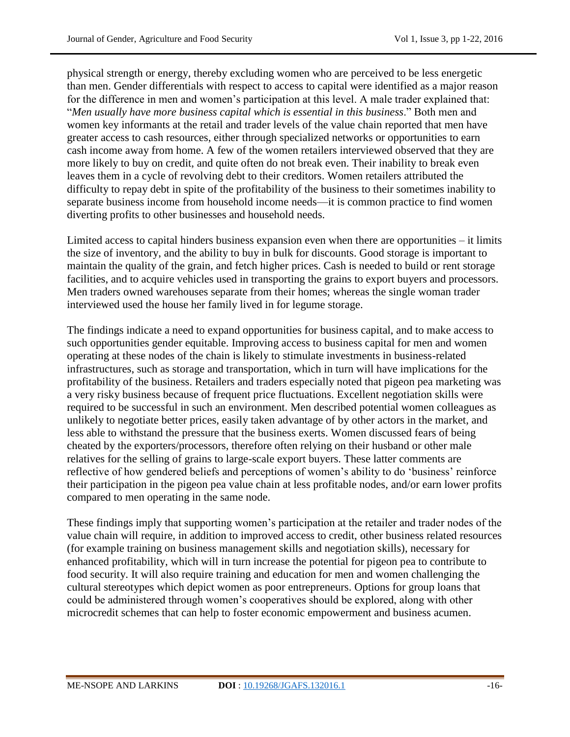physical strength or energy, thereby excluding women who are perceived to be less energetic than men. Gender differentials with respect to access to capital were identified as a major reason for the difference in men and women's participation at this level. A male trader explained that: "*Men usually have more business capital which is essential in this business*." Both men and women key informants at the retail and trader levels of the value chain reported that men have greater access to cash resources, either through specialized networks or opportunities to earn cash income away from home. A few of the women retailers interviewed observed that they are more likely to buy on credit, and quite often do not break even. Their inability to break even leaves them in a cycle of revolving debt to their creditors. Women retailers attributed the difficulty to repay debt in spite of the profitability of the business to their sometimes inability to separate business income from household income needs—it is common practice to find women diverting profits to other businesses and household needs.

Limited access to capital hinders business expansion even when there are opportunities – it limits the size of inventory, and the ability to buy in bulk for discounts. Good storage is important to maintain the quality of the grain, and fetch higher prices. Cash is needed to build or rent storage facilities, and to acquire vehicles used in transporting the grains to export buyers and processors. Men traders owned warehouses separate from their homes; whereas the single woman trader interviewed used the house her family lived in for legume storage.

The findings indicate a need to expand opportunities for business capital, and to make access to such opportunities gender equitable. Improving access to business capital for men and women operating at these nodes of the chain is likely to stimulate investments in business-related infrastructures, such as storage and transportation, which in turn will have implications for the profitability of the business. Retailers and traders especially noted that pigeon pea marketing was a very risky business because of frequent price fluctuations. Excellent negotiation skills were required to be successful in such an environment. Men described potential women colleagues as unlikely to negotiate better prices, easily taken advantage of by other actors in the market, and less able to withstand the pressure that the business exerts. Women discussed fears of being cheated by the exporters/processors, therefore often relying on their husband or other male relatives for the selling of grains to large-scale export buyers. These latter comments are reflective of how gendered beliefs and perceptions of women's ability to do 'business' reinforce their participation in the pigeon pea value chain at less profitable nodes, and/or earn lower profits compared to men operating in the same node.

These findings imply that supporting women's participation at the retailer and trader nodes of the value chain will require, in addition to improved access to credit, other business related resources (for example training on business management skills and negotiation skills), necessary for enhanced profitability, which will in turn increase the potential for pigeon pea to contribute to food security. It will also require training and education for men and women challenging the cultural stereotypes which depict women as poor entrepreneurs. Options for group loans that could be administered through women's cooperatives should be explored, along with other microcredit schemes that can help to foster economic empowerment and business acumen.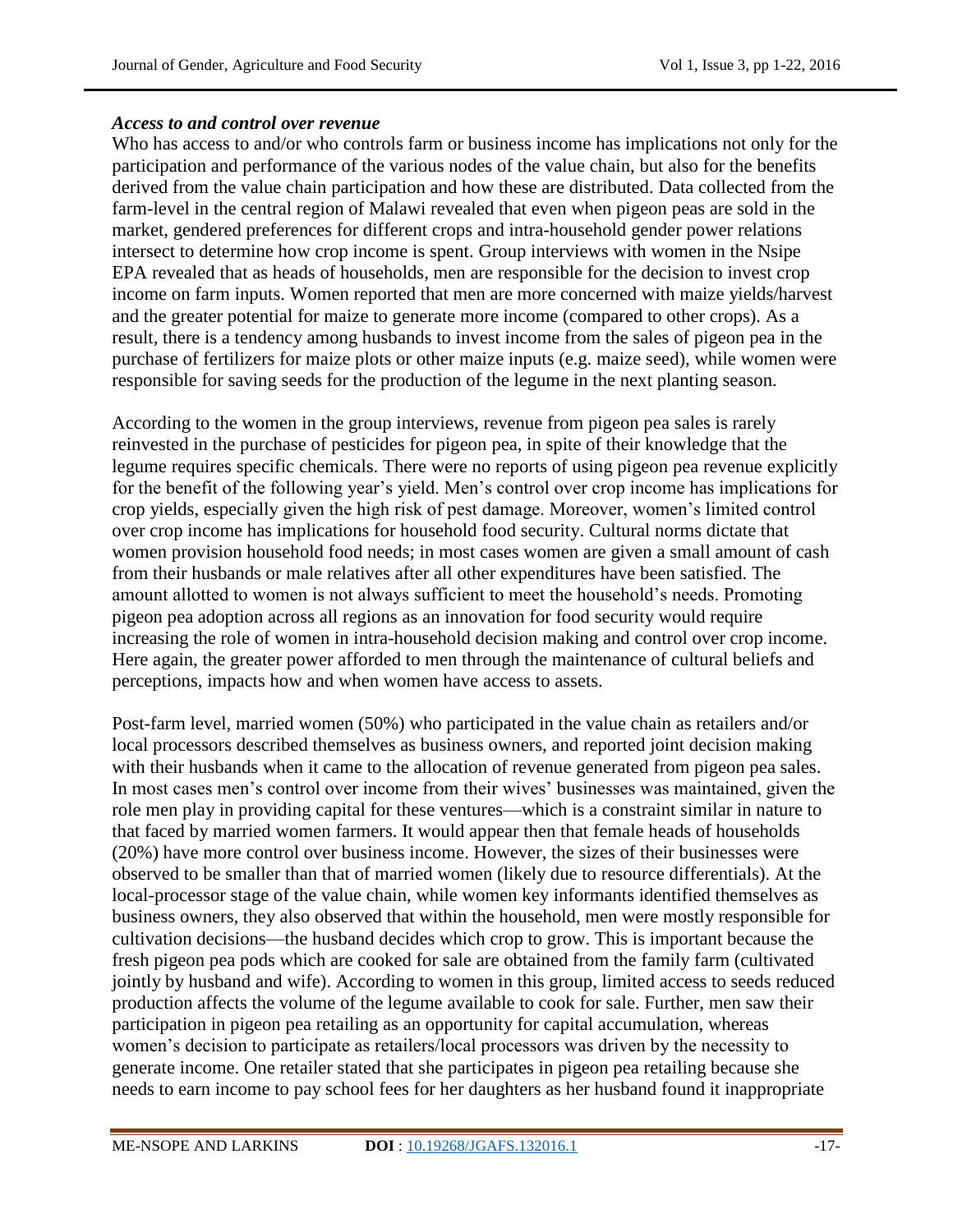***Access to and control over revenue***

Who has access to and/or who controls farm or business income has implications not only for the participation and performance of the various nodes of the value chain, but also for the benefits derived from the value chain participation and how these are distributed. Data collected from the farm-level in the central region of Malawi revealed that even when pigeon peas are sold in the market, gendered preferences for different crops and intra-household gender power relations intersect to determine how crop income is spent. Group interviews with women in the Nsipe EPA revealed that as heads of households, men are responsible for the decision to invest crop income on farm inputs. Women reported that men are more concerned with maize yields/harvest and the greater potential for maize to generate more income (compared to other crops). As a result, there is a tendency among husbands to invest income from the sales of pigeon pea in the purchase of fertilizers for maize plots or other maize inputs (e.g. maize seed), while women were responsible for saving seeds for the production of the legume in the next planting season.

According to the women in the group interviews, revenue from pigeon pea sales is rarely reinvested in the purchase of pesticides for pigeon pea, in spite of their knowledge that the legume requires specific chemicals. There were no reports of using pigeon pea revenue explicitly for the benefit of the following year's yield. Men's control over crop income has implications for crop yields, especially given the high risk of pest damage. Moreover, women's limited control over crop income has implications for household food security. Cultural norms dictate that women provision household food needs; in most cases women are given a small amount of cash from their husbands or male relatives after all other expenditures have been satisfied. The amount allotted to women is not always sufficient to meet the household's needs. Promoting pigeon pea adoption across all regions as an innovation for food security would require increasing the role of women in intra-household decision making and control over crop income. Here again, the greater power afforded to men through the maintenance of cultural beliefs and perceptions, impacts how and when women have access to assets.

Post-farm level, married women (50%) who participated in the value chain as retailers and/or local processors described themselves as business owners, and reported joint decision making with their husbands when it came to the allocation of revenue generated from pigeon pea sales. In most cases men's control over income from their wives' businesses was maintained, given the role men play in providing capital for these ventures—which is a constraint similar in nature to that faced by married women farmers. It would appear then that female heads of households (20%) have more control over business income. However, the sizes of their businesses were observed to be smaller than that of married women (likely due to resource differentials). At the local-processor stage of the value chain, while women key informants identified themselves as business owners, they also observed that within the household, men were mostly responsible for cultivation decisions—the husband decides which crop to grow. This is important because the fresh pigeon pea pods which are cooked for sale are obtained from the family farm (cultivated jointly by husband and wife). According to women in this group, limited access to seeds reduced production affects the volume of the legume available to cook for sale. Further, men saw their participation in pigeon pea retailing as an opportunity for capital accumulation, whereas women's decision to participate as retailers/local processors was driven by the necessity to generate income. One retailer stated that she participates in pigeon pea retailing because she needs to earn income to pay school fees for her daughters as her husband found it inappropriate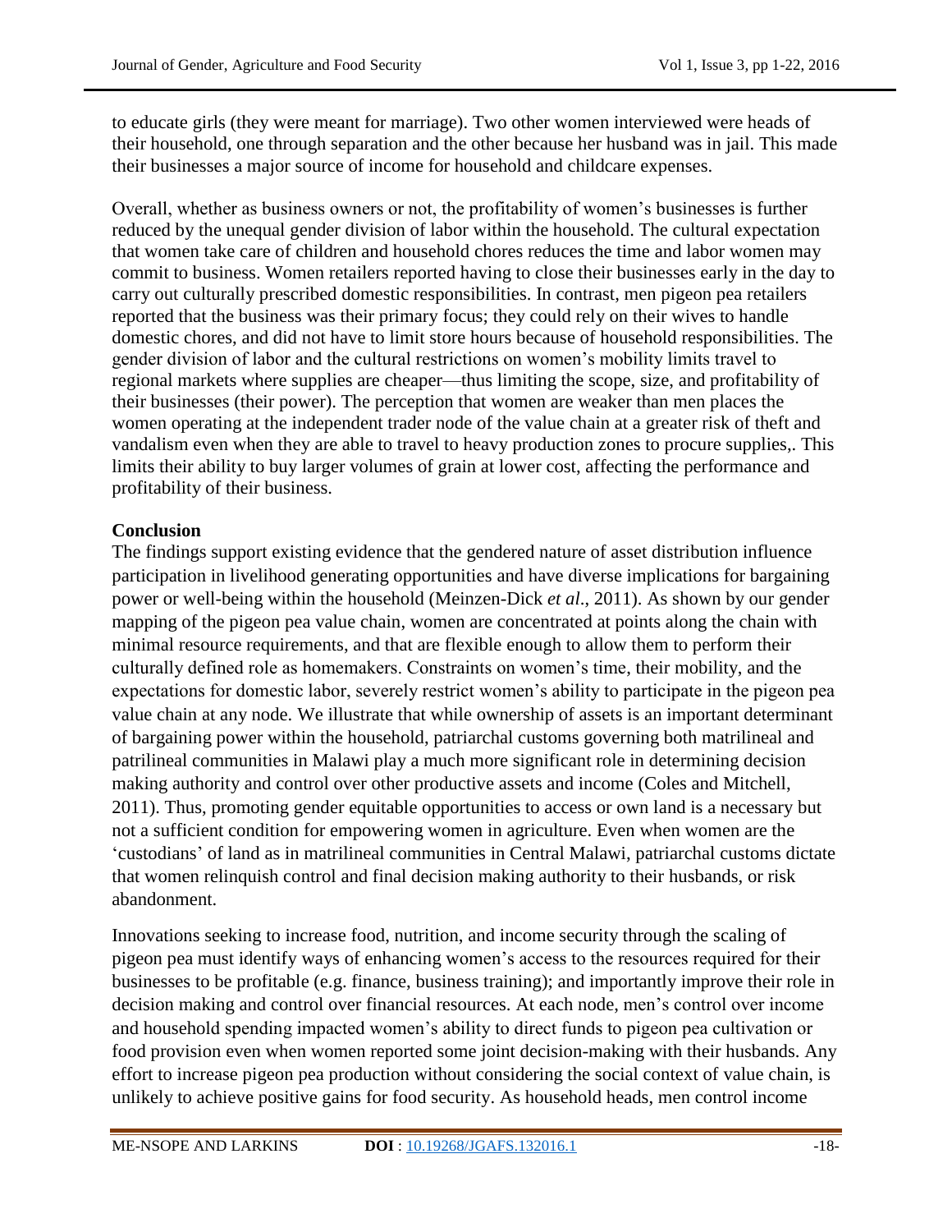to educate girls (they were meant for marriage). Two other women interviewed were heads of their household, one through separation and the other because her husband was in jail. This made their businesses a major source of income for household and childcare expenses.

Overall, whether as business owners or not, the profitability of women's businesses is further reduced by the unequal gender division of labor within the household. The cultural expectation that women take care of children and household chores reduces the time and labor women may commit to business. Women retailers reported having to close their businesses early in the day to carry out culturally prescribed domestic responsibilities. In contrast, men pigeon pea retailers reported that the business was their primary focus; they could rely on their wives to handle domestic chores, and did not have to limit store hours because of household responsibilities. The gender division of labor and the cultural restrictions on women's mobility limits travel to regional markets where supplies are cheaper—thus limiting the scope, size, and profitability of their businesses (their power). The perception that women are weaker than men places the women operating at the independent trader node of the value chain at a greater risk of theft and vandalism even when they are able to travel to heavy production zones to procure supplies,. This limits their ability to buy larger volumes of grain at lower cost, affecting the performance and profitability of their business.

## Conclusion

The findings support existing evidence that the gendered nature of asset distribution influence participation in livelihood generating opportunities and have diverse implications for bargaining power or well-being within the household (Meinzen-Dick *et al*., 2011). As shown by our gender mapping of the pigeon pea value chain, women are concentrated at points along the chain with minimal resource requirements, and that are flexible enough to allow them to perform their culturally defined role as homemakers. Constraints on women's time, their mobility, and the expectations for domestic labor, severely restrict women's ability to participate in the pigeon pea value chain at any node. We illustrate that while ownership of assets is an important determinant of bargaining power within the household, patriarchal customs governing both matrilineal and patrilineal communities in Malawi play a much more significant role in determining decision making authority and control over other productive assets and income (Coles and Mitchell, 2011). Thus, promoting gender equitable opportunities to access or own land is a necessary but not a sufficient condition for empowering women in agriculture. Even when women are the 'custodians' of land as in matrilineal communities in Central Malawi, patriarchal customs dictate that women relinquish control and final decision making authority to their husbands, or risk abandonment.

Innovations seeking to increase food, nutrition, and income security through the scaling of pigeon pea must identify ways of enhancing women's access to the resources required for their businesses to be profitable (e.g. finance, business training); and importantly improve their role in decision making and control over financial resources. At each node, men's control over income and household spending impacted women's ability to direct funds to pigeon pea cultivation or food provision even when women reported some joint decision-making with their husbands. Any effort to increase pigeon pea production without considering the social context of value chain, is unlikely to achieve positive gains for food security. As household heads, men control income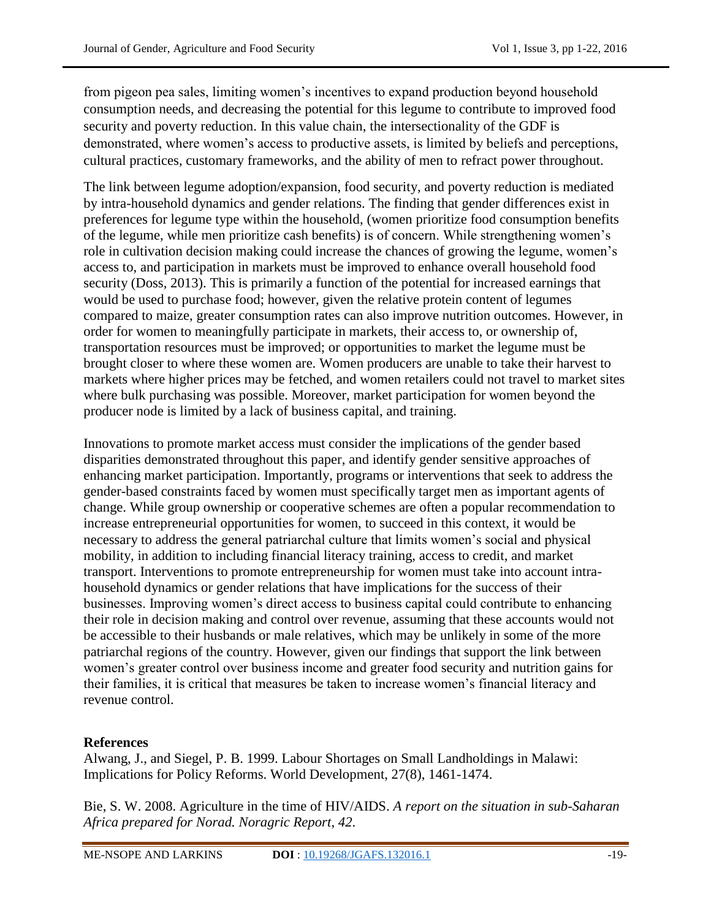from pigeon pea sales, limiting women's incentives to expand production beyond household consumption needs, and decreasing the potential for this legume to contribute to improved food security and poverty reduction. In this value chain, the intersectionality of the GDF is demonstrated, where women's access to productive assets, is limited by beliefs and perceptions, cultural practices, customary frameworks, and the ability of men to refract power throughout.

The link between legume adoption/expansion, food security, and poverty reduction is mediated by intra-household dynamics and gender relations. The finding that gender differences exist in preferences for legume type within the household, (women prioritize food consumption benefits of the legume, while men prioritize cash benefits) is of concern. While strengthening women's role in cultivation decision making could increase the chances of growing the legume, women's access to, and participation in markets must be improved to enhance overall household food security (Doss, 2013). This is primarily a function of the potential for increased earnings that would be used to purchase food; however, given the relative protein content of legumes compared to maize, greater consumption rates can also improve nutrition outcomes. However, in order for women to meaningfully participate in markets, their access to, or ownership of, transportation resources must be improved; or opportunities to market the legume must be brought closer to where these women are. Women producers are unable to take their harvest to markets where higher prices may be fetched, and women retailers could not travel to market sites where bulk purchasing was possible. Moreover, market participation for women beyond the producer node is limited by a lack of business capital, and training.

Innovations to promote market access must consider the implications of the gender based disparities demonstrated throughout this paper, and identify gender sensitive approaches of enhancing market participation. Importantly, programs or interventions that seek to address the gender-based constraints faced by women must specifically target men as important agents of change. While group ownership or cooperative schemes are often a popular recommendation to increase entrepreneurial opportunities for women, to succeed in this context, it would be necessary to address the general patriarchal culture that limits women's social and physical mobility, in addition to including financial literacy training, access to credit, and market transport. Interventions to promote entrepreneurship for women must take into account intra-household dynamics or gender relations that have implications for the success of their businesses. Improving women's direct access to business capital could contribute to enhancing their role in decision making and control over revenue, assuming that these accounts would not be accessible to their husbands or male relatives, which may be unlikely in some of the more patriarchal regions of the country. However, given our findings that support the link between women's greater control over business income and greater food security and nutrition gains for their families, it is critical that measures be taken to increase women's financial literacy and revenue control.

## References

Alwang, J., and Siegel, P. B. 1999. Labour Shortages on Small Landholdings in Malawi: Implications for Policy Reforms. World Development, 27(8), 1461-1474.

Bie, S. W. 2008. Agriculture in the time of HIV/AIDS. *A report on the situation in sub-Saharan Africa prepared for Norad. Noragric Report*, *42*.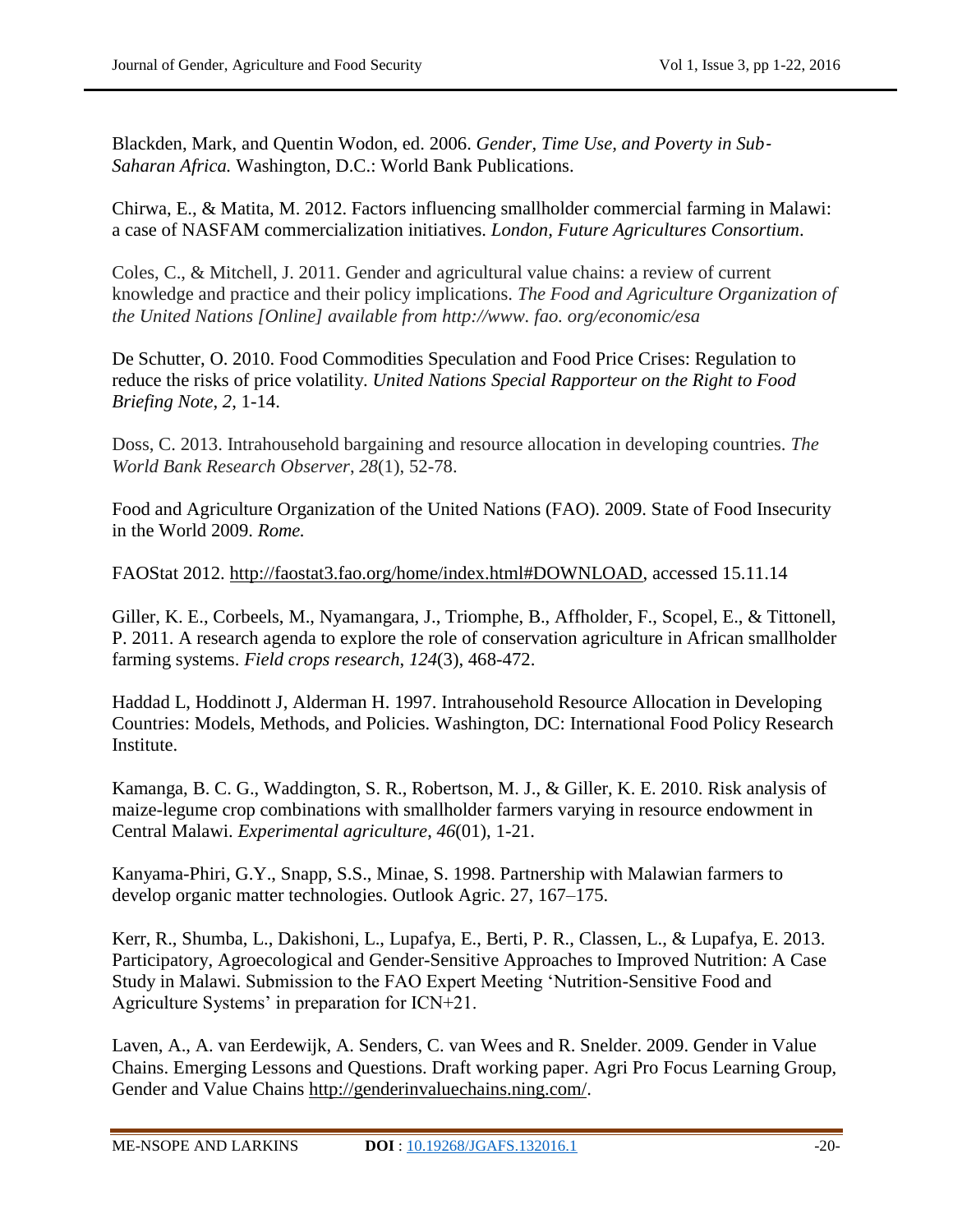Blackden, Mark, and Quentin Wodon, ed. 2006. *Gender, Time Use, and Poverty in Sub-Saharan Africa.* Washington, D.C.: World Bank Publications.

Chirwa, E., & Matita, M. 2012. Factors influencing smallholder commercial farming in Malawi: a case of NASFAM commercialization initiatives. *London, Future Agricultures Consortium*.

Coles, C., & Mitchell, J. 2011. Gender and agricultural value chains: a review of current knowledge and practice and their policy implications. *The Food and Agriculture Organization of the United Nations [Online] available from http://www. fao. org/economic/esa*

De Schutter, O. 2010. Food Commodities Speculation and Food Price Crises: Regulation to reduce the risks of price volatility. *United Nations Special Rapporteur on the Right to Food Briefing Note*, *2*, 1-14.

Doss, C. 2013. Intrahousehold bargaining and resource allocation in developing countries. *The World Bank Research Observer*, *28*(1), 52-78.

Food and Agriculture Organization of the United Nations (FAO). 2009. State of Food Insecurity in the World 2009. *Rome.*

FAOStat 2012. http://faostat3.fao.org/home/index.html#DOWNLOAD, accessed 15.11.14

Giller, K. E., Corbeels, M., Nyamangara, J., Triomphe, B., Affholder, F., Scopel, E., & Tittonell, P. 2011. A research agenda to explore the role of conservation agriculture in African smallholder farming systems. *Field crops research*, *124*(3), 468-472.

Haddad L, Hoddinott J, Alderman H. 1997. Intrahousehold Resource Allocation in Developing Countries: Models, Methods, and Policies. Washington, DC: International Food Policy Research Institute.

Kamanga, B. C. G., Waddington, S. R., Robertson, M. J., & Giller, K. E. 2010. Risk analysis of maize-legume crop combinations with smallholder farmers varying in resource endowment in Central Malawi. *Experimental agriculture*, *46*(01), 1-21.

Kanyama-Phiri, G.Y., Snapp, S.S., Minae, S. 1998. Partnership with Malawian farmers to develop organic matter technologies. Outlook Agric. 27, 167–175.

Kerr, R., Shumba, L., Dakishoni, L., Lupafya, E., Berti, P. R., Classen, L., & Lupafya, E. 2013. Participatory, Agroecological and Gender-Sensitive Approaches to Improved Nutrition: A Case Study in Malawi. Submission to the FAO Expert Meeting 'Nutrition-Sensitive Food and Agriculture Systems' in preparation for ICN+21.

Laven, A., A. van Eerdewijk, A. Senders, C. van Wees and R. Snelder. 2009. Gender in Value Chains. Emerging Lessons and Questions. Draft working paper. Agri Pro Focus Learning Group, Gender and Value Chains http://genderinvaluechains.ning.com/.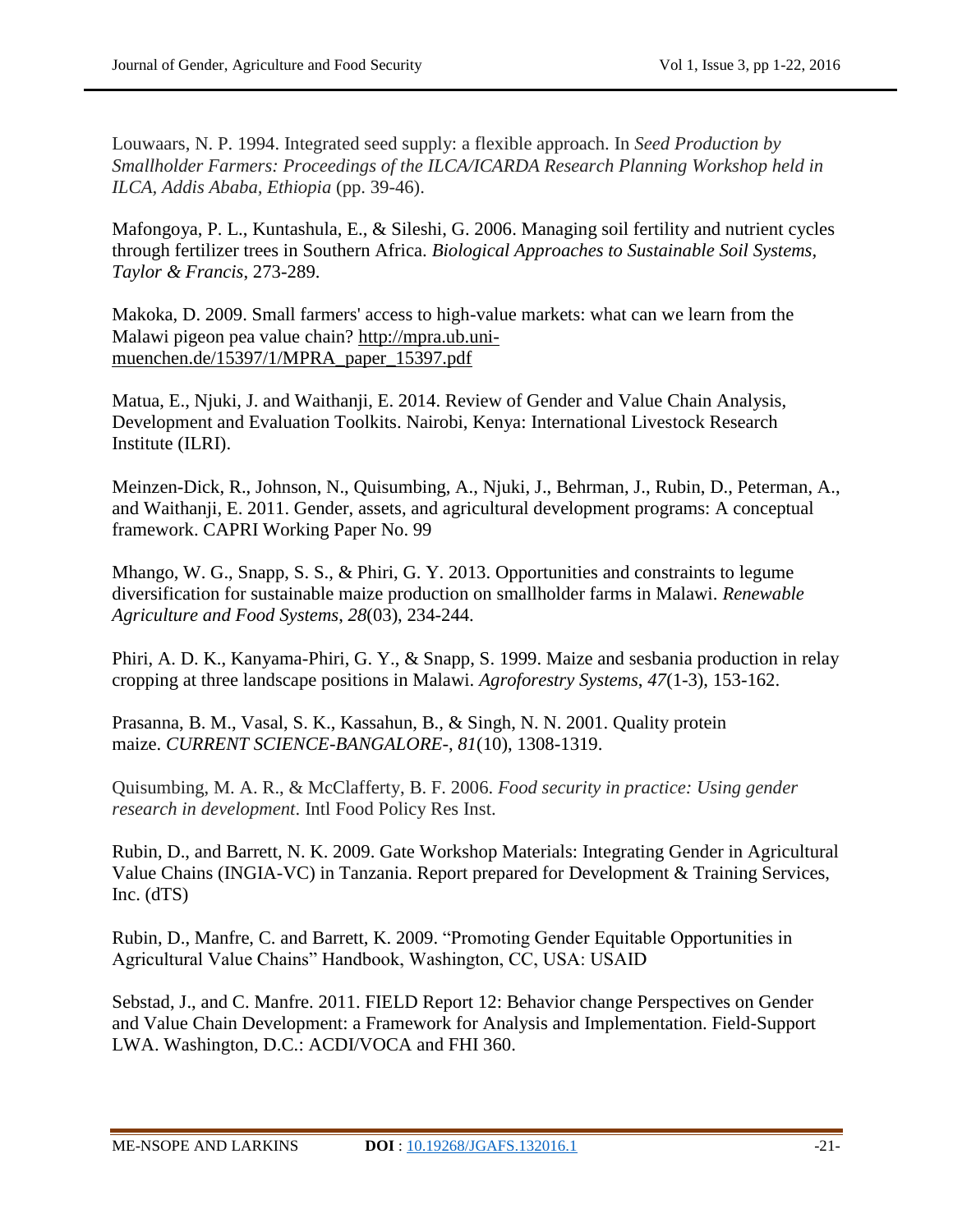Louwaars, N. P. 1994. Integrated seed supply: a flexible approach. In *Seed Production by Smallholder Farmers: Proceedings of the ILCA/ICARDA Research Planning Workshop held in ILCA, Addis Ababa, Ethiopia* (pp. 39-46).

Mafongoya, P. L., Kuntashula, E., & Sileshi, G. 2006. Managing soil fertility and nutrient cycles through fertilizer trees in Southern Africa. *Biological Approaches to Sustainable Soil Systems, Taylor & Francis*, 273-289.

Makoka, D. 2009. Small farmers' access to high-value markets: what can we learn from the Malawi pigeon pea value chain? http://mpra.ub.uni-muenchen.de/15397/1/MPRA_paper_15397.pdf

Matua, E., Njuki, J. and Waithanji, E. 2014. Review of Gender and Value Chain Analysis, Development and Evaluation Toolkits. Nairobi, Kenya: International Livestock Research Institute (ILRI).

Meinzen-Dick, R., Johnson, N., Quisumbing, A., Njuki, J., Behrman, J., Rubin, D., Peterman, A., and Waithanji, E. 2011. Gender, assets, and agricultural development programs: A conceptual framework. CAPRI Working Paper No. 99

Mhango, W. G., Snapp, S. S., & Phiri, G. Y. 2013. Opportunities and constraints to legume diversification for sustainable maize production on smallholder farms in Malawi. *Renewable Agriculture and Food Systems*, *28*(03), 234-244.

Phiri, A. D. K., Kanyama-Phiri, G. Y., & Snapp, S. 1999. Maize and sesbania production in relay cropping at three landscape positions in Malawi. *Agroforestry Systems*, *47*(1-3), 153-162.

Prasanna, B. M., Vasal, S. K., Kassahun, B., & Singh, N. N. 2001. Quality protein maize. *CURRENT SCIENCE-BANGALORE-*, *81*(10), 1308-1319.

Quisumbing, M. A. R., & McClafferty, B. F. 2006. *Food security in practice: Using gender research in development*. Intl Food Policy Res Inst.

Rubin, D., and Barrett, N. K. 2009. Gate Workshop Materials: Integrating Gender in Agricultural Value Chains (INGIA-VC) in Tanzania. Report prepared for Development & Training Services, Inc. (dTS)

Rubin, D., Manfre, C. and Barrett, K. 2009. "Promoting Gender Equitable Opportunities in Agricultural Value Chains" Handbook, Washington, CC, USA: USAID

Sebstad, J., and C. Manfre. 2011. FIELD Report 12: Behavior change Perspectives on Gender and Value Chain Development: a Framework for Analysis and Implementation. Field-Support LWA. Washington, D.C.: ACDI/VOCA and FHI 360.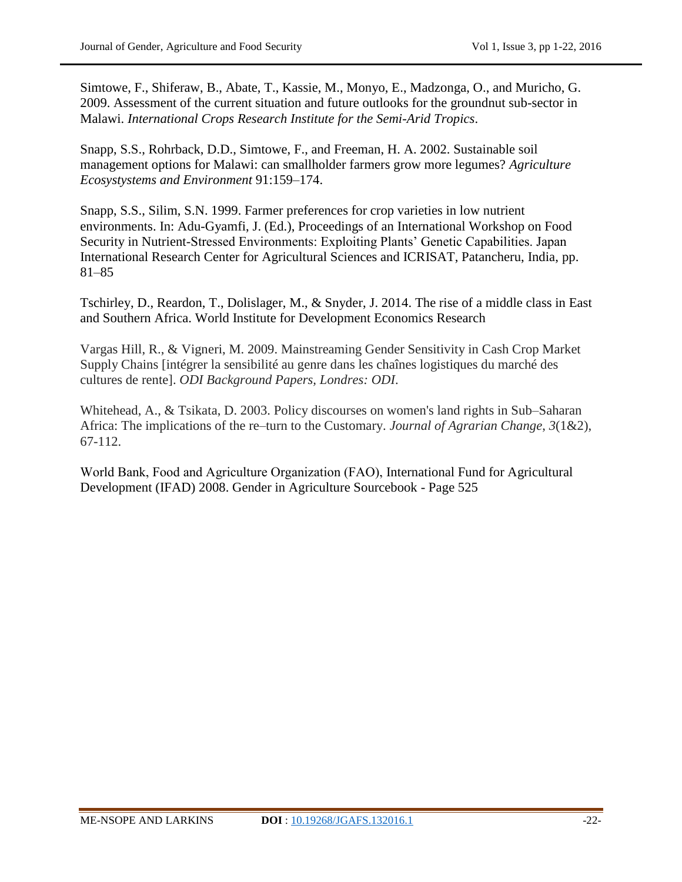Simtowe, F., Shiferaw, B., Abate, T., Kassie, M., Monyo, E., Madzonga, O., and Muricho, G. 2009. Assessment of the current situation and future outlooks for the groundnut sub-sector in Malawi. *International Crops Research Institute for the Semi-Arid Tropics*.

Snapp, S.S., Rohrback, D.D., Simtowe, F., and Freeman, H. A. 2002. Sustainable soil management options for Malawi: can smallholder farmers grow more legumes? *Agriculture Ecosystystems and Environment* 91:159–174.

Snapp, S.S., Silim, S.N. 1999. Farmer preferences for crop varieties in low nutrient environments. In: Adu-Gyamfi, J. (Ed.), Proceedings of an International Workshop on Food Security in Nutrient-Stressed Environments: Exploiting Plants' Genetic Capabilities. Japan International Research Center for Agricultural Sciences and ICRISAT, Patancheru, India, pp. 81–85

Tschirley, D., Reardon, T., Dolislager, M., & Snyder, J. 2014. The rise of a middle class in East and Southern Africa. World Institute for Development Economics Research

Vargas Hill, R., & Vigneri, M. 2009. Mainstreaming Gender Sensitivity in Cash Crop Market Supply Chains [intégrer la sensibilité au genre dans les chaînes logistiques du marché des cultures de rente]. *ODI Background Papers, Londres: ODI*.

Whitehead, A., & Tsikata, D. 2003. Policy discourses on women's land rights in Sub–Saharan Africa: The implications of the re–turn to the Customary. *Journal of Agrarian Change*, *3*(1&2), 67-112.

World Bank, Food and Agriculture Organization (FAO), International Fund for Agricultural Development (IFAD) 2008. Gender in Agriculture Sourcebook - Page 525